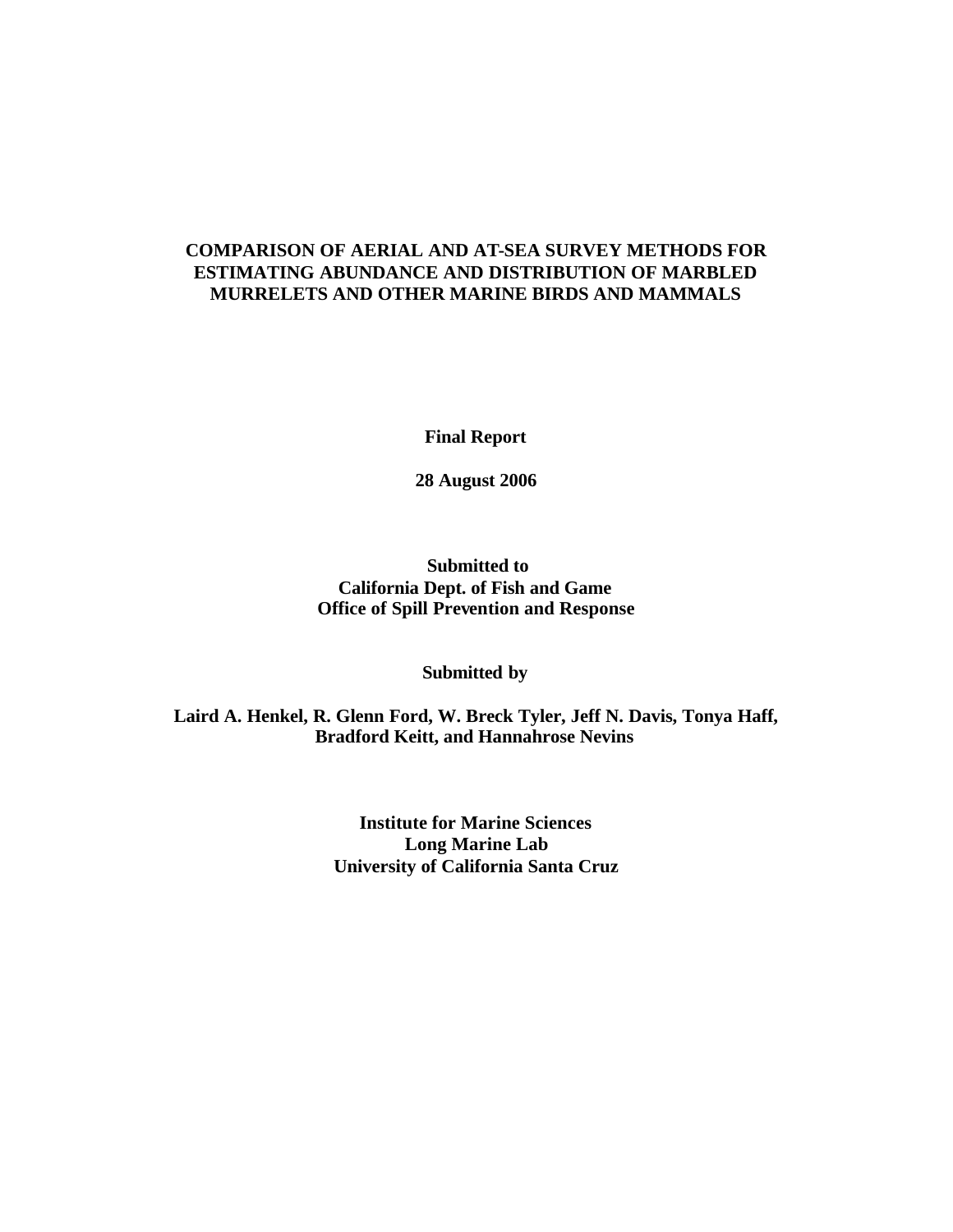# COMPARISON OF AERIAL AND AT-SEA SURVEY METHODS FOR ESTIMATING ABUNDANCE AND DISTRIBUTION OF MARBLED MURRELETS AND OTHER MARINE BIRDS AND MAMMALS

**Final Report**

**28 August 2006**

**Submitted to**
**California Dept. of Fish and Game**
**Office of Spill Prevention and Response**

**Submitted by**

**Laird A. Henkel, R. Glenn Ford, W. Breck Tyler, Jeff N. Davis, Tonya Haff, Bradford Keitt, and Hannahrose Nevins**

**Institute for Marine Sciences**
**Long Marine Lab**
**University of California Santa Cruz**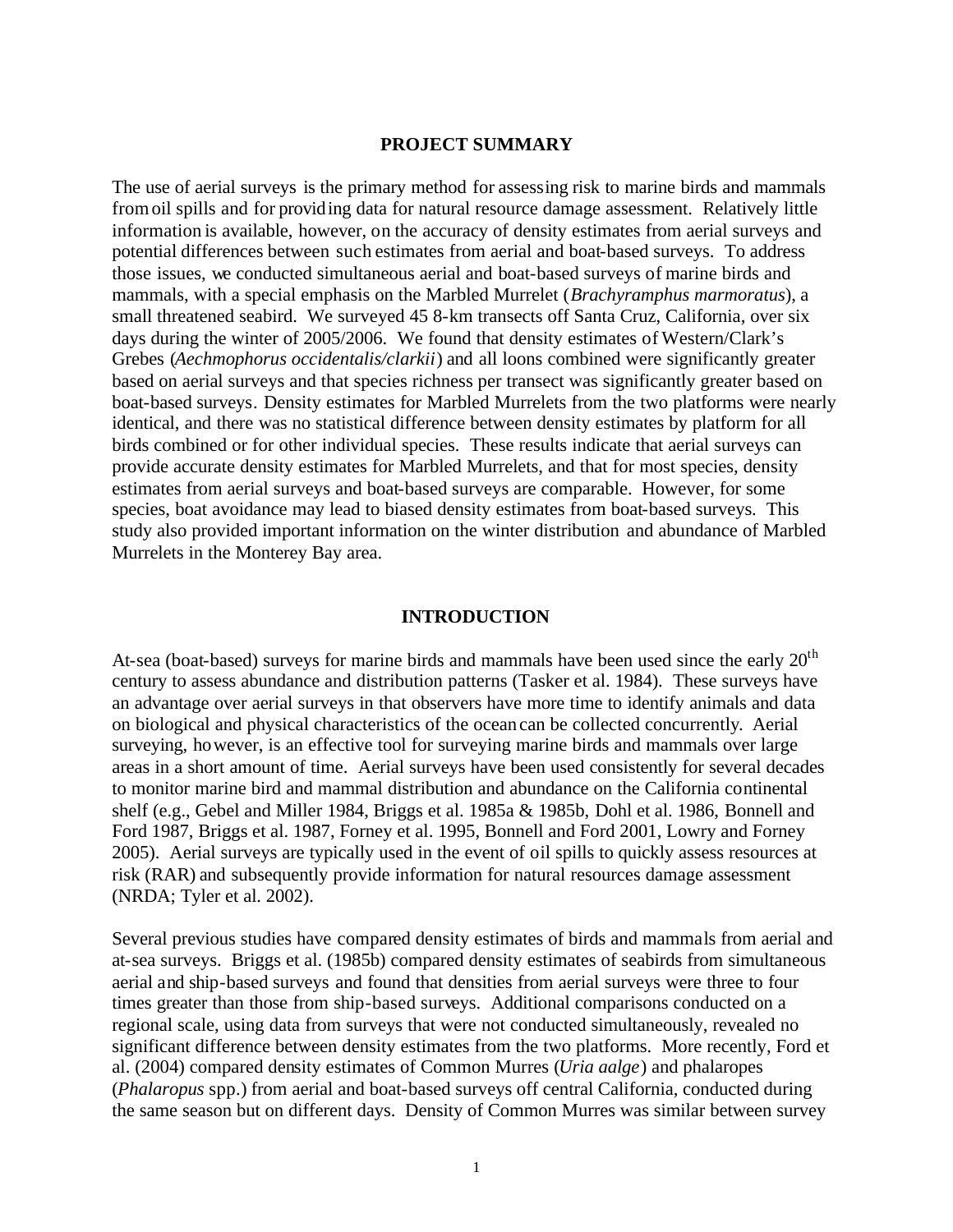## PROJECT SUMMARY

The use of aerial surveys is the primary method for assessing risk to marine birds and mammals from oil spills and for providing data for natural resource damage assessment. Relatively little information is available, however, on the accuracy of density estimates from aerial surveys and potential differences between such estimates from aerial and boat-based surveys. To address those issues, we conducted simultaneous aerial and boat-based surveys of marine birds and mammals, with a special emphasis on the Marbled Murrelet (*Brachyramphus marmoratus*), a small threatened seabird. We surveyed 45 8-km transects off Santa Cruz, California, over six days during the winter of 2005/2006. We found that density estimates of Western/Clark's Grebes (*Aechmophorus occidentalis/clarkii*) and all loons combined were significantly greater based on aerial surveys and that species richness per transect was significantly greater based on boat-based surveys. Density estimates for Marbled Murrelets from the two platforms were nearly identical, and there was no statistical difference between density estimates by platform for all birds combined or for other individual species. These results indicate that aerial surveys can provide accurate density estimates for Marbled Murrelets, and that for most species, density estimates from aerial surveys and boat-based surveys are comparable. However, for some species, boat avoidance may lead to biased density estimates from boat-based surveys. This study also provided important information on the winter distribution and abundance of Marbled Murrelets in the Monterey Bay area.

## INTRODUCTION

At-sea (boat-based) surveys for marine birds and mammals have been used since the early 20$^{th}$ century to assess abundance and distribution patterns (Tasker et al. 1984). These surveys have an advantage over aerial surveys in that observers have more time to identify animals and data on biological and physical characteristics of the ocean can be collected concurrently. Aerial surveying, however, is an effective tool for surveying marine birds and mammals over large areas in a short amount of time. Aerial surveys have been used consistently for several decades to monitor marine bird and mammal distribution and abundance on the California continental shelf (e.g., Gebel and Miller 1984, Briggs et al. 1985a & 1985b, Dohl et al. 1986, Bonnell and Ford 1987, Briggs et al. 1987, Forney et al. 1995, Bonnell and Ford 2001, Lowry and Forney 2005). Aerial surveys are typically used in the event of oil spills to quickly assess resources at risk (RAR) and subsequently provide information for natural resources damage assessment (NRDA; Tyler et al. 2002).

Several previous studies have compared density estimates of birds and mammals from aerial and at-sea surveys. Briggs et al. (1985b) compared density estimates of seabirds from simultaneous aerial and ship-based surveys and found that densities from aerial surveys were three to four times greater than those from ship-based surveys. Additional comparisons conducted on a regional scale, using data from surveys that were not conducted simultaneously, revealed no significant difference between density estimates from the two platforms. More recently, Ford et al. (2004) compared density estimates of Common Murres (*Uria aalge*) and phalaropes (*Phalaropus* spp.) from aerial and boat-based surveys off central California, conducted during the same season but on different days. Density of Common Murres was similar between survey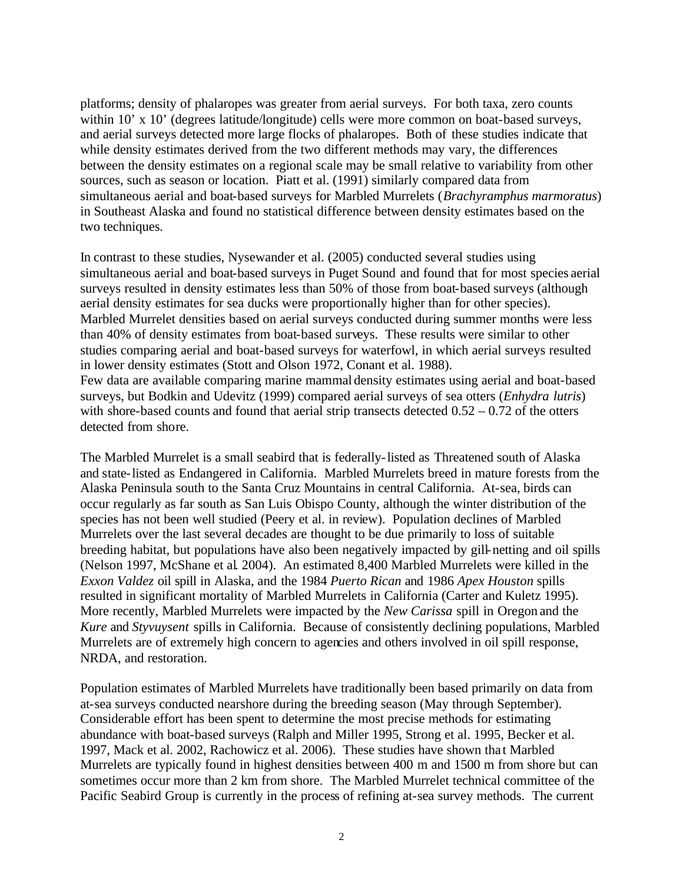platforms; density of phalaropes was greater from aerial surveys. For both taxa, zero counts within 10' x 10' (degrees latitude/longitude) cells were more common on boat-based surveys, and aerial surveys detected more large flocks of phalaropes. Both of these studies indicate that while density estimates derived from the two different methods may vary, the differences between the density estimates on a regional scale may be small relative to variability from other sources, such as season or location. Piatt et al. (1991) similarly compared data from simultaneous aerial and boat-based surveys for Marbled Murrelets (*Brachyramphus marmoratus*) in Southeast Alaska and found no statistical difference between density estimates based on the two techniques.

In contrast to these studies, Nysewander et al. (2005) conducted several studies using simultaneous aerial and boat-based surveys in Puget Sound and found that for most species aerial surveys resulted in density estimates less than 50% of those from boat-based surveys (although aerial density estimates for sea ducks were proportionally higher than for other species). Marbled Murrelet densities based on aerial surveys conducted during summer months were less than 40% of density estimates from boat-based surveys. These results were similar to other studies comparing aerial and boat-based surveys for waterfowl, in which aerial surveys resulted in lower density estimates (Stott and Olson 1972, Conant et al. 1988).
Few data are available comparing marine mammal density estimates using aerial and boat-based surveys, but Bodkin and Udevitz (1999) compared aerial surveys of sea otters (*Enhydra lutris*) with shore-based counts and found that aerial strip transects detected 0.52 – 0.72 of the otters detected from shore.

The Marbled Murrelet is a small seabird that is federally-listed as Threatened south of Alaska and state-listed as Endangered in California. Marbled Murrelets breed in mature forests from the Alaska Peninsula south to the Santa Cruz Mountains in central California. At-sea, birds can occur regularly as far south as San Luis Obispo County, although the winter distribution of the species has not been well studied (Peery et al. in review). Population declines of Marbled Murrelets over the last several decades are thought to be due primarily to loss of suitable breeding habitat, but populations have also been negatively impacted by gill-netting and oil spills (Nelson 1997, McShane et al. 2004). An estimated 8,400 Marbled Murrelets were killed in the *Exxon Valdez* oil spill in Alaska, and the 1984 *Puerto Rican* and 1986 *Apex Houston* spills resulted in significant mortality of Marbled Murrelets in California (Carter and Kuletz 1995). More recently, Marbled Murrelets were impacted by the *New Carissa* spill in Oregon and the *Kure* and *Styvuysent* spills in California. Because of consistently declining populations, Marbled Murrelets are of extremely high concern to agencies and others involved in oil spill response, NRDA, and restoration.

Population estimates of Marbled Murrelets have traditionally been based primarily on data from at-sea surveys conducted nearshore during the breeding season (May through September). Considerable effort has been spent to determine the most precise methods for estimating abundance with boat-based surveys (Ralph and Miller 1995, Strong et al. 1995, Becker et al. 1997, Mack et al. 2002, Rachowicz et al. 2006). These studies have shown that Marbled Murrelets are typically found in highest densities between 400 m and 1500 m from shore but can sometimes occur more than 2 km from shore. The Marbled Murrelet technical committee of the Pacific Seabird Group is currently in the process of refining at-sea survey methods. The current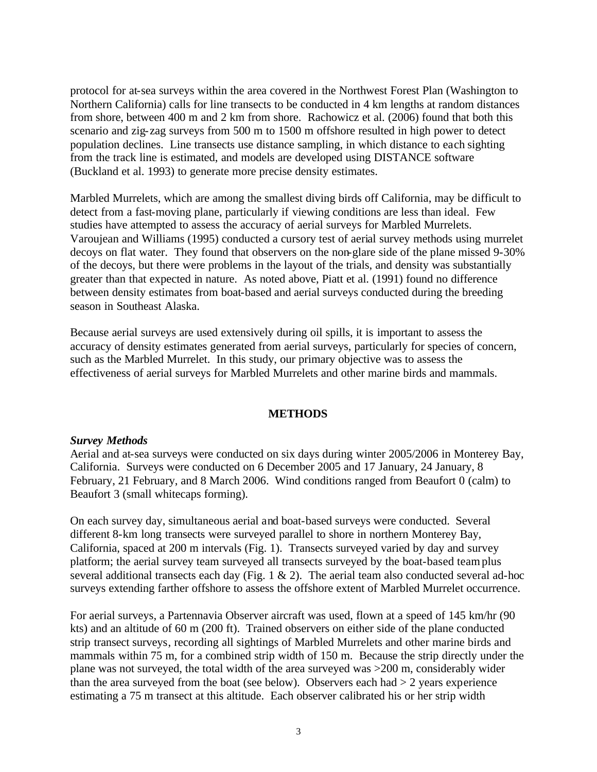protocol for at-sea surveys within the area covered in the Northwest Forest Plan (Washington to Northern California) calls for line transects to be conducted in 4 km lengths at random distances from shore, between 400 m and 2 km from shore. Rachowicz et al. (2006) found that both this scenario and zig-zag surveys from 500 m to 1500 m offshore resulted in high power to detect population declines. Line transects use distance sampling, in which distance to each sighting from the track line is estimated, and models are developed using DISTANCE software (Buckland et al. 1993) to generate more precise density estimates.

Marbled Murrelets, which are among the smallest diving birds off California, may be difficult to detect from a fast-moving plane, particularly if viewing conditions are less than ideal. Few studies have attempted to assess the accuracy of aerial surveys for Marbled Murrelets. Varoujean and Williams (1995) conducted a cursory test of aerial survey methods using murrelet decoys on flat water. They found that observers on the non-glare side of the plane missed 9-30% of the decoys, but there were problems in the layout of the trials, and density was substantially greater than that expected in nature. As noted above, Piatt et al. (1991) found no difference between density estimates from boat-based and aerial surveys conducted during the breeding season in Southeast Alaska.

Because aerial surveys are used extensively during oil spills, it is important to assess the accuracy of density estimates generated from aerial surveys, particularly for species of concern, such as the Marbled Murrelet. In this study, our primary objective was to assess the effectiveness of aerial surveys for Marbled Murrelets and other marine birds and mammals.

## METHODS

### *Survey Methods*

Aerial and at-sea surveys were conducted on six days during winter 2005/2006 in Monterey Bay, California. Surveys were conducted on 6 December 2005 and 17 January, 24 January, 8 February, 21 February, and 8 March 2006. Wind conditions ranged from Beaufort 0 (calm) to Beaufort 3 (small whitecaps forming).

On each survey day, simultaneous aerial and boat-based surveys were conducted. Several different 8-km long transects were surveyed parallel to shore in northern Monterey Bay, California, spaced at 200 m intervals (Fig. 1). Transects surveyed varied by day and survey platform; the aerial survey team surveyed all transects surveyed by the boat-based team plus several additional transects each day (Fig. 1 & 2). The aerial team also conducted several ad-hoc surveys extending farther offshore to assess the offshore extent of Marbled Murrelet occurrence.

For aerial surveys, a Partennavia Observer aircraft was used, flown at a speed of 145 km/hr (90 kts) and an altitude of 60 m (200 ft). Trained observers on either side of the plane conducted strip transect surveys, recording all sightings of Marbled Murrelets and other marine birds and mammals within 75 m, for a combined strip width of 150 m. Because the strip directly under the plane was not surveyed, the total width of the area surveyed was >200 m, considerably wider than the area surveyed from the boat (see below). Observers each had > 2 years experience estimating a 75 m transect at this altitude. Each observer calibrated his or her strip width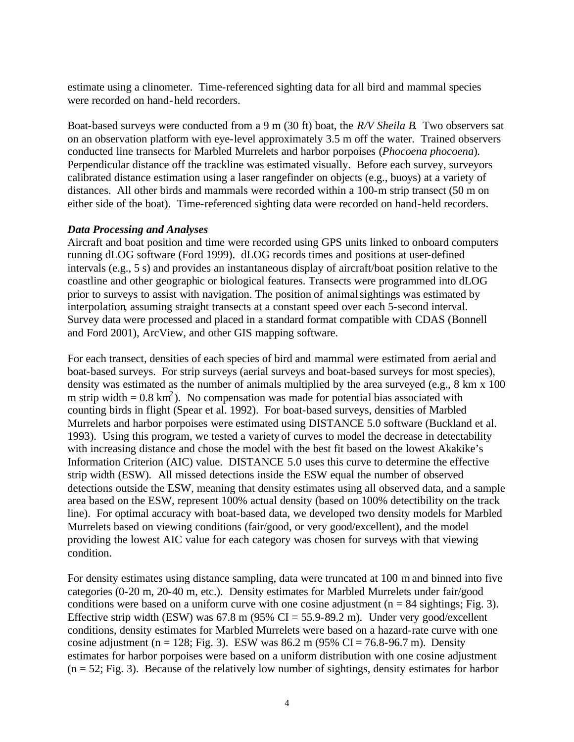estimate using a clinometer. Time-referenced sighting data for all bird and mammal species were recorded on hand-held recorders.

Boat-based surveys were conducted from a 9 m (30 ft) boat, the *R/V Sheila B*. Two observers sat on an observation platform with eye-level approximately 3.5 m off the water. Trained observers conducted line transects for Marbled Murrelets and harbor porpoises (*Phocoena phocoena*). Perpendicular distance off the trackline was estimated visually. Before each survey, surveyors calibrated distance estimation using a laser rangefinder on objects (e.g., buoys) at a variety of distances. All other birds and mammals were recorded within a 100-m strip transect (50 m on either side of the boat). Time-referenced sighting data were recorded on hand-held recorders.

### *Data Processing and Analyses*

Aircraft and boat position and time were recorded using GPS units linked to onboard computers running dLOG software (Ford 1999). dLOG records times and positions at user-defined intervals (e.g., 5 s) and provides an instantaneous display of aircraft/boat position relative to the coastline and other geographic or biological features. Transects were programmed into dLOG prior to surveys to assist with navigation. The position of animal sightings was estimated by interpolation, assuming straight transects at a constant speed over each 5-second interval. Survey data were processed and placed in a standard format compatible with CDAS (Bonnell and Ford 2001), ArcView, and other GIS mapping software.

For each transect, densities of each species of bird and mammal were estimated from aerial and boat-based surveys. For strip surveys (aerial surveys and boat-based surveys for most species), density was estimated as the number of animals multiplied by the area surveyed (e.g., 8 km x 100 m strip width = 0.8 km$^2$). No compensation was made for potential bias associated with counting birds in flight (Spear et al. 1992). For boat-based surveys, densities of Marbled Murrelets and harbor porpoises were estimated using DISTANCE 5.0 software (Buckland et al. 1993). Using this program, we tested a variety of curves to model the decrease in detectability with increasing distance and chose the model with the best fit based on the lowest Akakike's Information Criterion (AIC) value. DISTANCE 5.0 uses this curve to determine the effective strip width (ESW). All missed detections inside the ESW equal the number of observed detections outside the ESW, meaning that density estimates using all observed data, and a sample area based on the ESW, represent 100% actual density (based on 100% detectibility on the track line). For optimal accuracy with boat-based data, we developed two density models for Marbled Murrelets based on viewing conditions (fair/good, or very good/excellent), and the model providing the lowest AIC value for each category was chosen for surveys with that viewing condition.

For density estimates using distance sampling, data were truncated at 100 m and binned into five categories (0-20 m, 20-40 m, etc.). Density estimates for Marbled Murrelets under fair/good conditions were based on a uniform curve with one cosine adjustment (n = 84 sightings; Fig. 3). Effective strip width (ESW) was 67.8 m (95% CI = 55.9-89.2 m). Under very good/excellent conditions, density estimates for Marbled Murrelets were based on a hazard-rate curve with one cosine adjustment (n = 128; Fig. 3). ESW was 86.2 m (95% CI = 76.8-96.7 m). Density estimates for harbor porpoises were based on a uniform distribution with one cosine adjustment (n = 52; Fig. 3). Because of the relatively low number of sightings, density estimates for harbor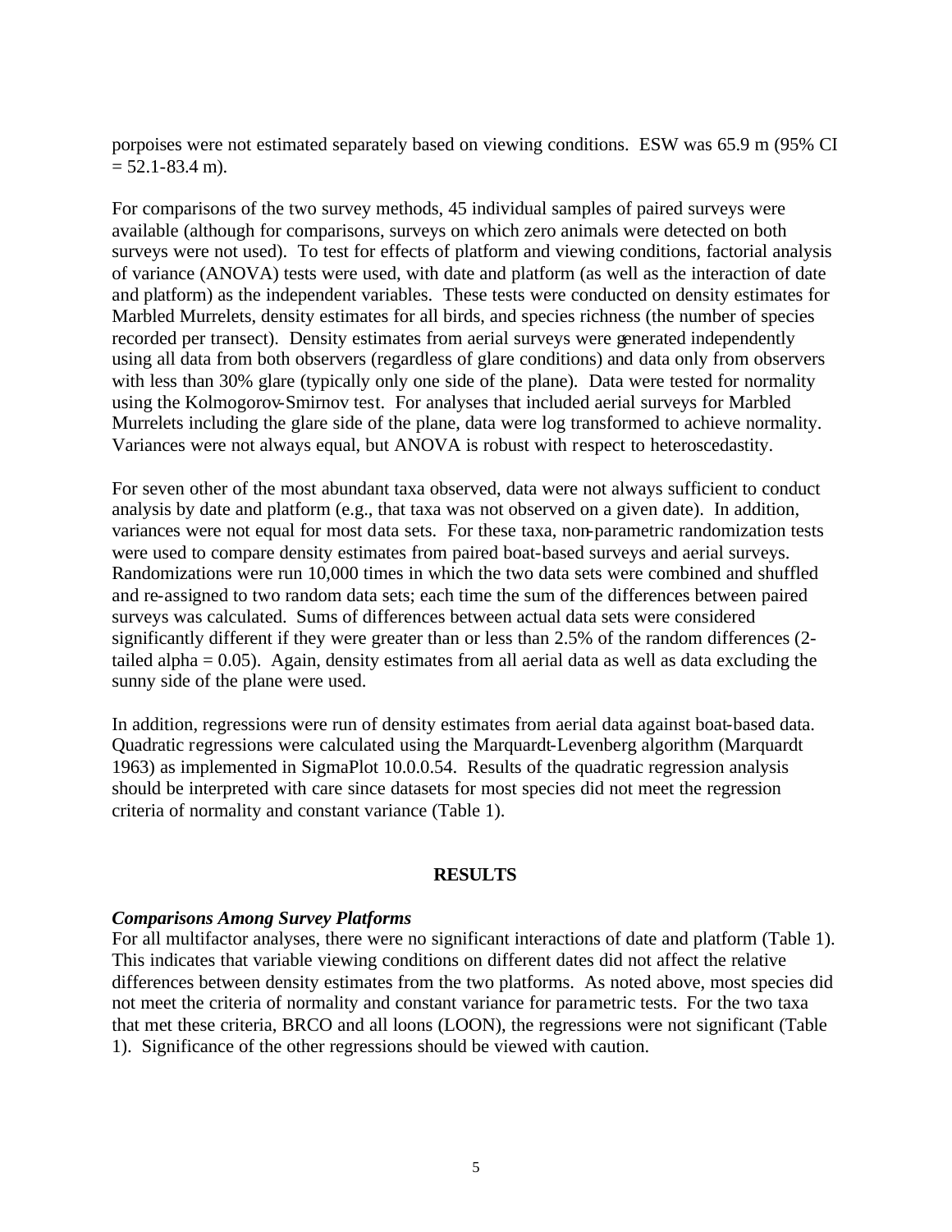porpoises were not estimated separately based on viewing conditions. ESW was 65.9 m (95% CI = 52.1-83.4 m).

For comparisons of the two survey methods, 45 individual samples of paired surveys were available (although for comparisons, surveys on which zero animals were detected on both surveys were not used). To test for effects of platform and viewing conditions, factorial analysis of variance (ANOVA) tests were used, with date and platform (as well as the interaction of date and platform) as the independent variables. These tests were conducted on density estimates for Marbled Murrelets, density estimates for all birds, and species richness (the number of species recorded per transect). Density estimates from aerial surveys were generated independently using all data from both observers (regardless of glare conditions) and data only from observers with less than 30% glare (typically only one side of the plane). Data were tested for normality using the Kolmogorov-Smirnov test. For analyses that included aerial surveys for Marbled Murrelets including the glare side of the plane, data were log transformed to achieve normality. Variances were not always equal, but ANOVA is robust with respect to heteroscedastity.

For seven other of the most abundant taxa observed, data were not always sufficient to conduct analysis by date and platform (e.g., that taxa was not observed on a given date). In addition, variances were not equal for most data sets. For these taxa, non-parametric randomization tests were used to compare density estimates from paired boat-based surveys and aerial surveys. Randomizations were run 10,000 times in which the two data sets were combined and shuffled and re-assigned to two random data sets; each time the sum of the differences between paired surveys was calculated. Sums of differences between actual data sets were considered significantly different if they were greater than or less than 2.5% of the random differences (2-tailed alpha = 0.05). Again, density estimates from all aerial data as well as data excluding the sunny side of the plane were used.

In addition, regressions were run of density estimates from aerial data against boat-based data. Quadratic regressions were calculated using the Marquardt-Levenberg algorithm (Marquardt 1963) as implemented in SigmaPlot 10.0.0.54. Results of the quadratic regression analysis should be interpreted with care since datasets for most species did not meet the regression criteria of normality and constant variance (Table 1).

## RESULTS

### *Comparisons Among Survey Platforms*

For all multifactor analyses, there were no significant interactions of date and platform (Table 1). This indicates that variable viewing conditions on different dates did not affect the relative differences between density estimates from the two platforms. As noted above, most species did not meet the criteria of normality and constant variance for parametric tests. For the two taxa that met these criteria, BRCO and all loons (LOON), the regressions were not significant (Table 1). Significance of the other regressions should be viewed with caution.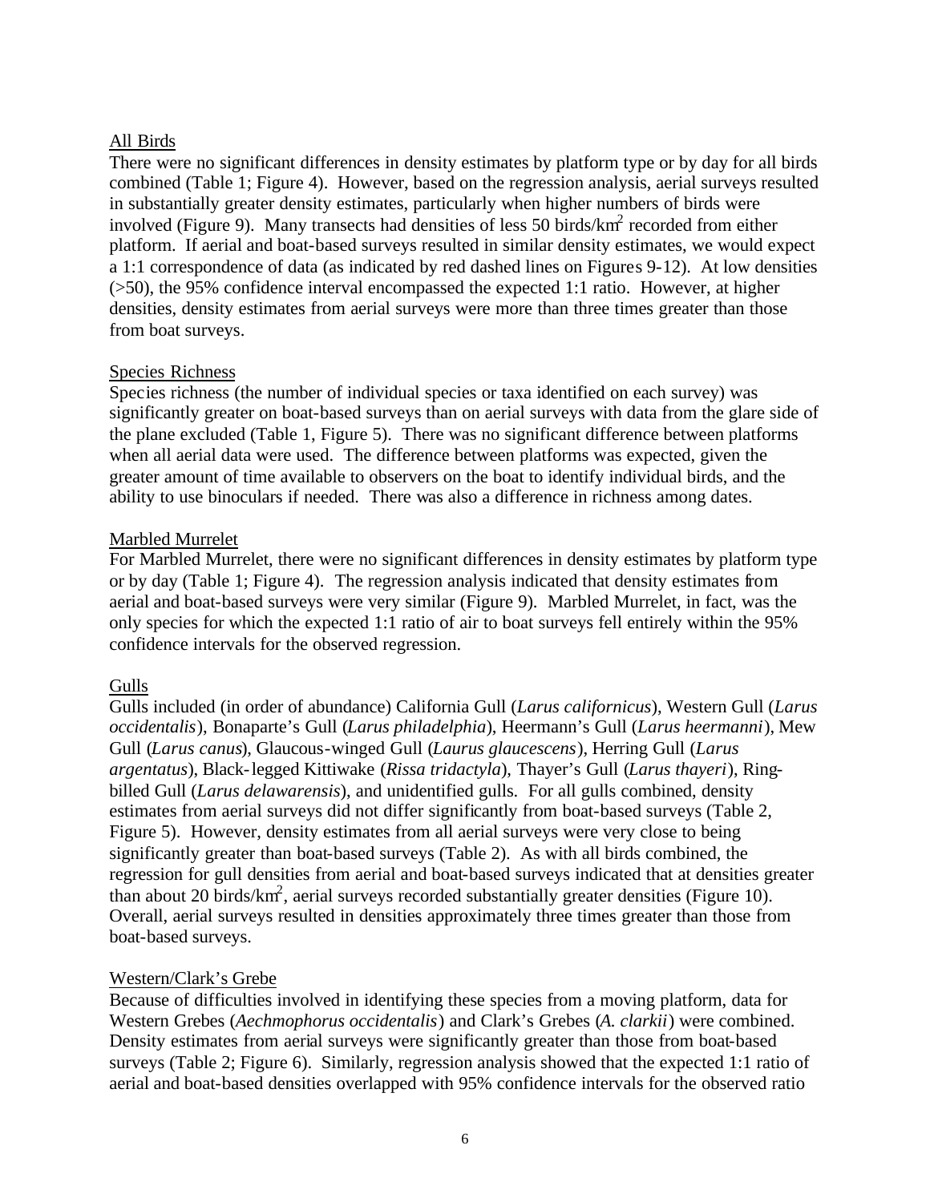## All Birds

There were no significant differences in density estimates by platform type or by day for all birds combined (Table 1; Figure 4). However, based on the regression analysis, aerial surveys resulted in substantially greater density estimates, particularly when higher numbers of birds were involved (Figure 9). Many transects had densities of less 50 birds/km$^2$ recorded from either platform. If aerial and boat-based surveys resulted in similar density estimates, we would expect a 1:1 correspondence of data (as indicated by red dashed lines on Figures 9-12). At low densities (>50), the 95% confidence interval encompassed the expected 1:1 ratio. However, at higher densities, density estimates from aerial surveys were more than three times greater than those from boat surveys.

## Species Richness

Species richness (the number of individual species or taxa identified on each survey) was significantly greater on boat-based surveys than on aerial surveys with data from the glare side of the plane excluded (Table 1, Figure 5). There was no significant difference between platforms when all aerial data were used. The difference between platforms was expected, given the greater amount of time available to observers on the boat to identify individual birds, and the ability to use binoculars if needed. There was also a difference in richness among dates.

## Marbled Murrelet

For Marbled Murrelet, there were no significant differences in density estimates by platform type or by day (Table 1; Figure 4). The regression analysis indicated that density estimates from aerial and boat-based surveys were very similar (Figure 9). Marbled Murrelet, in fact, was the only species for which the expected 1:1 ratio of air to boat surveys fell entirely within the 95% confidence intervals for the observed regression.

## Gulls

Gulls included (in order of abundance) California Gull (*Larus californicus*), Western Gull (*Larus occidentalis*), Bonaparte's Gull (*Larus philadelphia*), Heermann's Gull (*Larus heermanni*), Mew Gull (*Larus canus*), Glaucous-winged Gull (*Laurus glaucescens*), Herring Gull (*Larus argentatus*), Black-legged Kittiwake (*Rissa tridactyla*), Thayer's Gull (*Larus thayeri*), Ring-billed Gull (*Larus delawarensis*), and unidentified gulls. For all gulls combined, density estimates from aerial surveys did not differ significantly from boat-based surveys (Table 2, Figure 5). However, density estimates from all aerial surveys were very close to being significantly greater than boat-based surveys (Table 2). As with all birds combined, the regression for gull densities from aerial and boat-based surveys indicated that at densities greater than about 20 birds/km$^2$, aerial surveys recorded substantially greater densities (Figure 10). Overall, aerial surveys resulted in densities approximately three times greater than those from boat-based surveys.

## Western/Clark's Grebe

Because of difficulties involved in identifying these species from a moving platform, data for Western Grebes (*Aechmophorus occidentalis*) and Clark's Grebes (*A. clarkii*) were combined. Density estimates from aerial surveys were significantly greater than those from boat-based surveys (Table 2; Figure 6). Similarly, regression analysis showed that the expected 1:1 ratio of aerial and boat-based densities overlapped with 95% confidence intervals for the observed ratio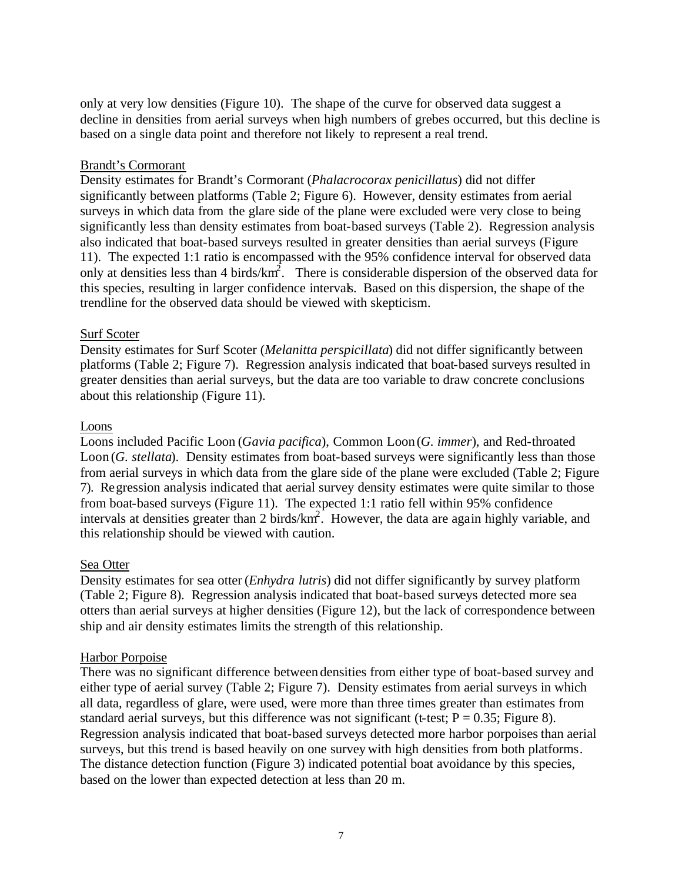only at very low densities (Figure 10). The shape of the curve for observed data suggest a decline in densities from aerial surveys when high numbers of grebes occurred, but this decline is based on a single data point and therefore not likely to represent a real trend.

Brandt's Cormorant

Density estimates for Brandt's Cormorant (*Phalacrocorax penicillatus*) did not differ significantly between platforms (Table 2; Figure 6). However, density estimates from aerial surveys in which data from the glare side of the plane were excluded were very close to being significantly less than density estimates from boat-based surveys (Table 2). Regression analysis also indicated that boat-based surveys resulted in greater densities than aerial surveys (Figure 11). The expected 1:1 ratio is encompassed with the 95% confidence interval for observed data only at densities less than 4 birds/km$^2$. There is considerable dispersion of the observed data for this species, resulting in larger confidence intervals. Based on this dispersion, the shape of the trendline for the observed data should be viewed with skepticism.

Surf Scoter

Density estimates for Surf Scoter (*Melanitta perspicillata*) did not differ significantly between platforms (Table 2; Figure 7). Regression analysis indicated that boat-based surveys resulted in greater densities than aerial surveys, but the data are too variable to draw concrete conclusions about this relationship (Figure 11).

Loons

Loons included Pacific Loon (*Gavia pacifica*), Common Loon (*G. immer*), and Red-throated Loon (*G. stellata*). Density estimates from boat-based surveys were significantly less than those from aerial surveys in which data from the glare side of the plane were excluded (Table 2; Figure 7). Regression analysis indicated that aerial survey density estimates were quite similar to those from boat-based surveys (Figure 11). The expected 1:1 ratio fell within 95% confidence intervals at densities greater than 2 birds/km$^2$. However, the data are again highly variable, and this relationship should be viewed with caution.

Sea Otter

Density estimates for sea otter (*Enhydra lutris*) did not differ significantly by survey platform (Table 2; Figure 8). Regression analysis indicated that boat-based surveys detected more sea otters than aerial surveys at higher densities (Figure 12), but the lack of correspondence between ship and air density estimates limits the strength of this relationship.

Harbor Porpoise

There was no significant difference between densities from either type of boat-based survey and either type of aerial survey (Table 2; Figure 7). Density estimates from aerial surveys in which all data, regardless of glare, were used, were more than three times greater than estimates from standard aerial surveys, but this difference was not significant (t-test; $P = 0.35$; Figure 8). Regression analysis indicated that boat-based surveys detected more harbor porpoises than aerial surveys, but this trend is based heavily on one survey with high densities from both platforms. The distance detection function (Figure 3) indicated potential boat avoidance by this species, based on the lower than expected detection at less than 20 m.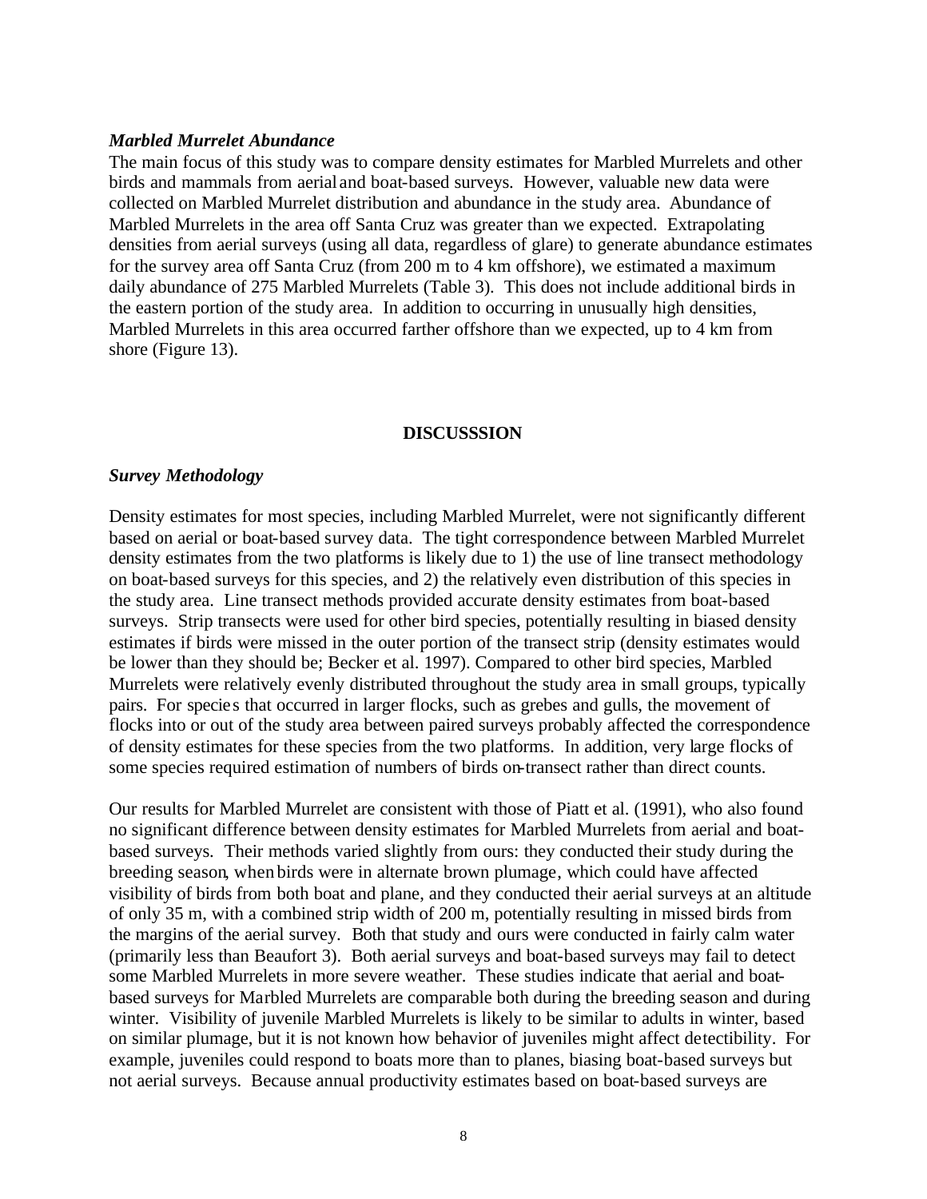### *Marbled Murrelet Abundance*

The main focus of this study was to compare density estimates for Marbled Murrelets and other birds and mammals from aerial and boat-based surveys. However, valuable new data were collected on Marbled Murrelet distribution and abundance in the study area. Abundance of Marbled Murrelets in the area off Santa Cruz was greater than we expected. Extrapolating densities from aerial surveys (using all data, regardless of glare) to generate abundance estimates for the survey area off Santa Cruz (from 200 m to 4 km offshore), we estimated a maximum daily abundance of 275 Marbled Murrelets (Table 3). This does not include additional birds in the eastern portion of the study area. In addition to occurring in unusually high densities, Marbled Murrelets in this area occurred farther offshore than we expected, up to 4 km from shore (Figure 13).

## DISCUSSSION

### *Survey Methodology*

Density estimates for most species, including Marbled Murrelet, were not significantly different based on aerial or boat-based survey data. The tight correspondence between Marbled Murrelet density estimates from the two platforms is likely due to 1) the use of line transect methodology on boat-based surveys for this species, and 2) the relatively even distribution of this species in the study area. Line transect methods provided accurate density estimates from boat-based surveys. Strip transects were used for other bird species, potentially resulting in biased density estimates if birds were missed in the outer portion of the transect strip (density estimates would be lower than they should be; Becker et al. 1997). Compared to other bird species, Marbled Murrelets were relatively evenly distributed throughout the study area in small groups, typically pairs. For species that occurred in larger flocks, such as grebes and gulls, the movement of flocks into or out of the study area between paired surveys probably affected the correspondence of density estimates for these species from the two platforms. In addition, very large flocks of some species required estimation of numbers of birds on-transect rather than direct counts.

Our results for Marbled Murrelet are consistent with those of Piatt et al. (1991), who also found no significant difference between density estimates for Marbled Murrelets from aerial and boat-based surveys. Their methods varied slightly from ours: they conducted their study during the breeding season, when birds were in alternate brown plumage, which could have affected visibility of birds from both boat and plane, and they conducted their aerial surveys at an altitude of only 35 m, with a combined strip width of 200 m, potentially resulting in missed birds from the margins of the aerial survey. Both that study and ours were conducted in fairly calm water (primarily less than Beaufort 3). Both aerial surveys and boat-based surveys may fail to detect some Marbled Murrelets in more severe weather. These studies indicate that aerial and boat-based surveys for Marbled Murrelets are comparable both during the breeding season and during winter. Visibility of juvenile Marbled Murrelets is likely to be similar to adults in winter, based on similar plumage, but it is not known how behavior of juveniles might affect detectibility. For example, juveniles could respond to boats more than to planes, biasing boat-based surveys but not aerial surveys. Because annual productivity estimates based on boat-based surveys are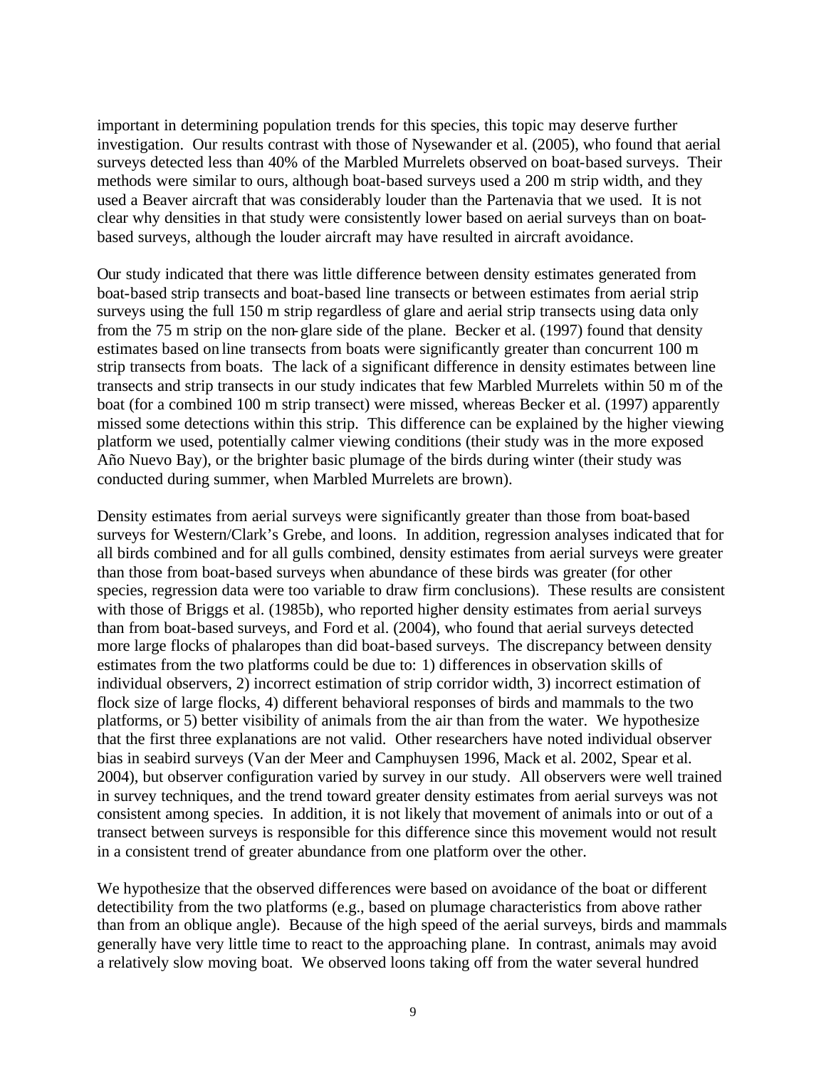important in determining population trends for this species, this topic may deserve further investigation. Our results contrast with those of Nysewander et al. (2005), who found that aerial surveys detected less than 40% of the Marbled Murrelets observed on boat-based surveys. Their methods were similar to ours, although boat-based surveys used a 200 m strip width, and they used a Beaver aircraft that was considerably louder than the Partenavia that we used. It is not clear why densities in that study were consistently lower based on aerial surveys than on boat-based surveys, although the louder aircraft may have resulted in aircraft avoidance.

Our study indicated that there was little difference between density estimates generated from boat-based strip transects and boat-based line transects or between estimates from aerial strip surveys using the full 150 m strip regardless of glare and aerial strip transects using data only from the 75 m strip on the non-glare side of the plane. Becker et al. (1997) found that density estimates based on line transects from boats were significantly greater than concurrent 100 m strip transects from boats. The lack of a significant difference in density estimates between line transects and strip transects in our study indicates that few Marbled Murrelets within 50 m of the boat (for a combined 100 m strip transect) were missed, whereas Becker et al. (1997) apparently missed some detections within this strip. This difference can be explained by the higher viewing platform we used, potentially calmer viewing conditions (their study was in the more exposed Año Nuevo Bay), or the brighter basic plumage of the birds during winter (their study was conducted during summer, when Marbled Murrelets are brown).

Density estimates from aerial surveys were significantly greater than those from boat-based surveys for Western/Clark's Grebe, and loons. In addition, regression analyses indicated that for all birds combined and for all gulls combined, density estimates from aerial surveys were greater than those from boat-based surveys when abundance of these birds was greater (for other species, regression data were too variable to draw firm conclusions). These results are consistent with those of Briggs et al. (1985b), who reported higher density estimates from aerial surveys than from boat-based surveys, and Ford et al. (2004), who found that aerial surveys detected more large flocks of phalaropes than did boat-based surveys. The discrepancy between density estimates from the two platforms could be due to: 1) differences in observation skills of individual observers, 2) incorrect estimation of strip corridor width, 3) incorrect estimation of flock size of large flocks, 4) different behavioral responses of birds and mammals to the two platforms, or 5) better visibility of animals from the air than from the water. We hypothesize that the first three explanations are not valid. Other researchers have noted individual observer bias in seabird surveys (Van der Meer and Camphuysen 1996, Mack et al. 2002, Spear et al. 2004), but observer configuration varied by survey in our study. All observers were well trained in survey techniques, and the trend toward greater density estimates from aerial surveys was not consistent among species. In addition, it is not likely that movement of animals into or out of a transect between surveys is responsible for this difference since this movement would not result in a consistent trend of greater abundance from one platform over the other.

We hypothesize that the observed differences were based on avoidance of the boat or different detectibility from the two platforms (e.g., based on plumage characteristics from above rather than from an oblique angle). Because of the high speed of the aerial surveys, birds and mammals generally have very little time to react to the approaching plane. In contrast, animals may avoid a relatively slow moving boat. We observed loons taking off from the water several hundred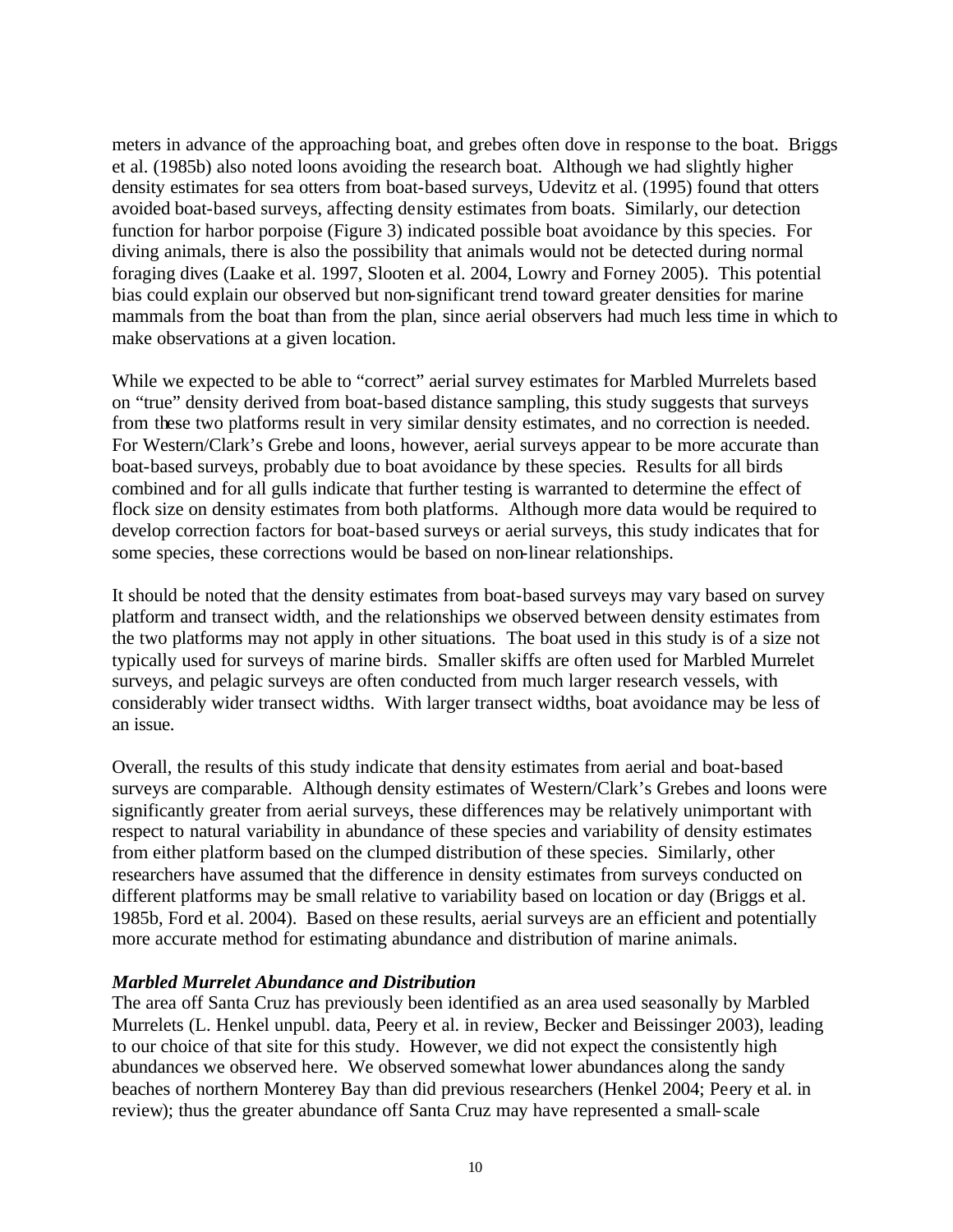meters in advance of the approaching boat, and grebes often dove in response to the boat. Briggs et al. (1985b) also noted loons avoiding the research boat. Although we had slightly higher density estimates for sea otters from boat-based surveys, Udevitz et al. (1995) found that otters avoided boat-based surveys, affecting density estimates from boats. Similarly, our detection function for harbor porpoise (Figure 3) indicated possible boat avoidance by this species. For diving animals, there is also the possibility that animals would not be detected during normal foraging dives (Laake et al. 1997, Slooten et al. 2004, Lowry and Forney 2005). This potential bias could explain our observed but non-significant trend toward greater densities for marine mammals from the boat than from the plan, since aerial observers had much less time in which to make observations at a given location.

While we expected to be able to "correct" aerial survey estimates for Marbled Murrelets based on "true" density derived from boat-based distance sampling, this study suggests that surveys from these two platforms result in very similar density estimates, and no correction is needed. For Western/Clark's Grebe and loons, however, aerial surveys appear to be more accurate than boat-based surveys, probably due to boat avoidance by these species. Results for all birds combined and for all gulls indicate that further testing is warranted to determine the effect of flock size on density estimates from both platforms. Although more data would be required to develop correction factors for boat-based surveys or aerial surveys, this study indicates that for some species, these corrections would be based on non-linear relationships.

It should be noted that the density estimates from boat-based surveys may vary based on survey platform and transect width, and the relationships we observed between density estimates from the two platforms may not apply in other situations. The boat used in this study is of a size not typically used for surveys of marine birds. Smaller skiffs are often used for Marbled Murrelet surveys, and pelagic surveys are often conducted from much larger research vessels, with considerably wider transect widths. With larger transect widths, boat avoidance may be less of an issue.

Overall, the results of this study indicate that density estimates from aerial and boat-based surveys are comparable. Although density estimates of Western/Clark's Grebes and loons were significantly greater from aerial surveys, these differences may be relatively unimportant with respect to natural variability in abundance of these species and variability of density estimates from either platform based on the clumped distribution of these species. Similarly, other researchers have assumed that the difference in density estimates from surveys conducted on different platforms may be small relative to variability based on location or day (Briggs et al. 1985b, Ford et al. 2004). Based on these results, aerial surveys are an efficient and potentially more accurate method for estimating abundance and distribution of marine animals.

### *Marbled Murrelet Abundance and Distribution*

The area off Santa Cruz has previously been identified as an area used seasonally by Marbled Murrelets (L. Henkel unpubl. data, Peery et al. in review, Becker and Beissinger 2003), leading to our choice of that site for this study. However, we did not expect the consistently high abundances we observed here. We observed somewhat lower abundances along the sandy beaches of northern Monterey Bay than did previous researchers (Henkel 2004; Peery et al. in review); thus the greater abundance off Santa Cruz may have represented a small-scale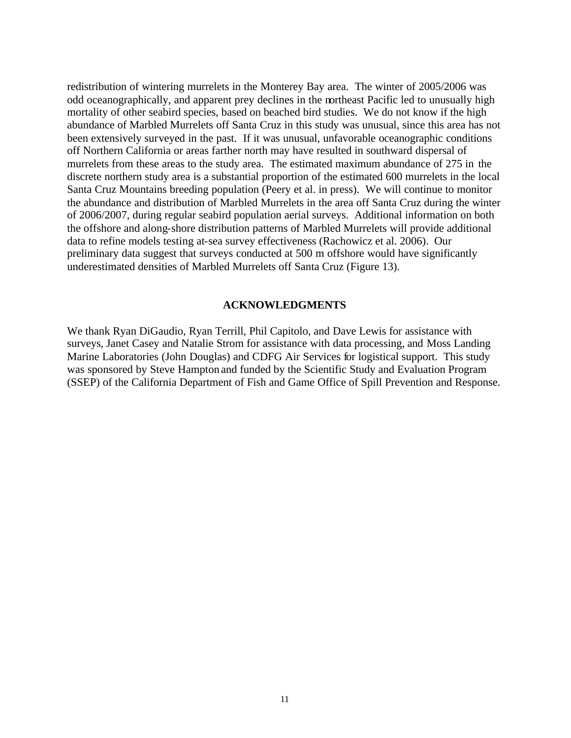redistribution of wintering murrelets in the Monterey Bay area. The winter of 2005/2006 was odd oceanographically, and apparent prey declines in the northeast Pacific led to unusually high mortality of other seabird species, based on beached bird studies. We do not know if the high abundance of Marbled Murrelets off Santa Cruz in this study was unusual, since this area has not been extensively surveyed in the past. If it was unusual, unfavorable oceanographic conditions off Northern California or areas farther north may have resulted in southward dispersal of murrelets from these areas to the study area. The estimated maximum abundance of 275 in the discrete northern study area is a substantial proportion of the estimated 600 murrelets in the local Santa Cruz Mountains breeding population (Peery et al. in press). We will continue to monitor the abundance and distribution of Marbled Murrelets in the area off Santa Cruz during the winter of 2006/2007, during regular seabird population aerial surveys. Additional information on both the offshore and along-shore distribution patterns of Marbled Murrelets will provide additional data to refine models testing at-sea survey effectiveness (Rachowicz et al. 2006). Our preliminary data suggest that surveys conducted at 500 m offshore would have significantly underestimated densities of Marbled Murrelets off Santa Cruz (Figure 13).

## ACKNOWLEDGMENTS

We thank Ryan DiGaudio, Ryan Terrill, Phil Capitolo, and Dave Lewis for assistance with surveys, Janet Casey and Natalie Strom for assistance with data processing, and Moss Landing Marine Laboratories (John Douglas) and CDFG Air Services for logistical support. This study was sponsored by Steve Hampton and funded by the Scientific Study and Evaluation Program (SSEP) of the California Department of Fish and Game Office of Spill Prevention and Response.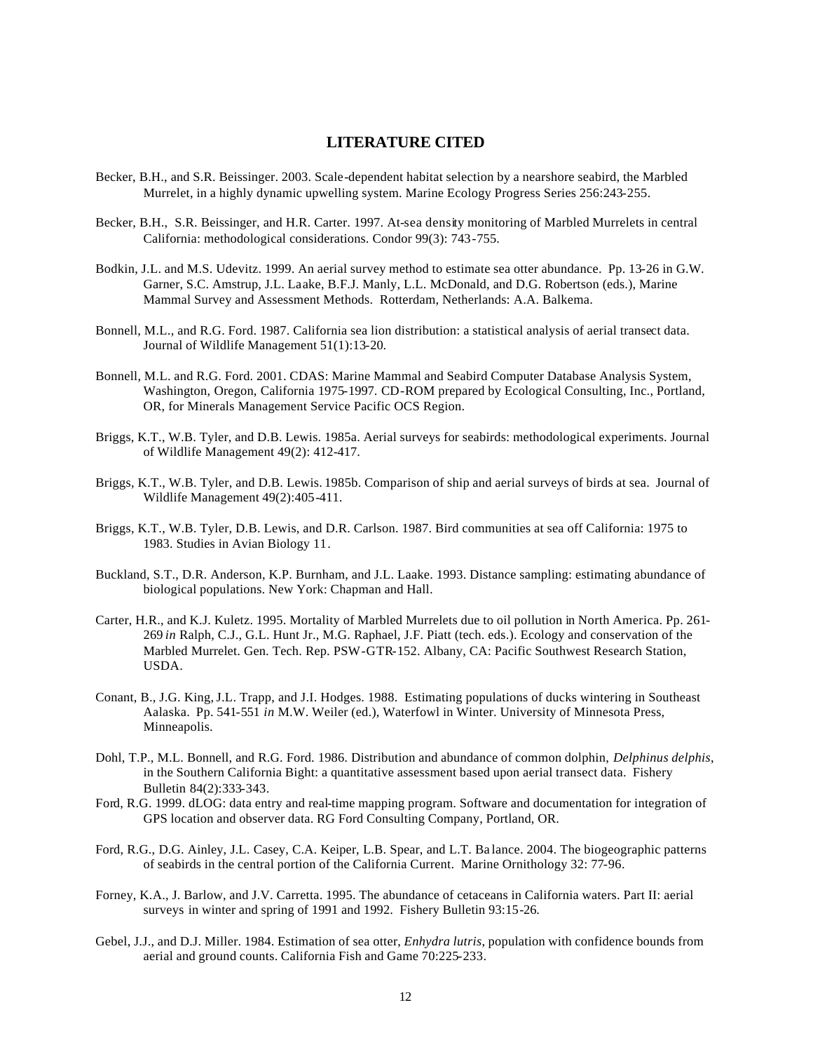## LITERATURE CITED

Becker, B.H., and S.R. Beissinger. 2003. Scale-dependent habitat selection by a nearshore seabird, the Marbled Murrelet, in a highly dynamic upwelling system. Marine Ecology Progress Series 256:243-255.

Becker, B.H., S.R. Beissinger, and H.R. Carter. 1997. At-sea density monitoring of Marbled Murrelets in central California: methodological considerations. Condor 99(3): 743-755.

Bodkin, J.L. and M.S. Udevitz. 1999. An aerial survey method to estimate sea otter abundance. Pp. 13-26 in G.W. Garner, S.C. Amstrup, J.L. Laake, B.F.J. Manly, L.L. McDonald, and D.G. Robertson (eds.), Marine Mammal Survey and Assessment Methods. Rotterdam, Netherlands: A.A. Balkema.

Bonnell, M.L., and R.G. Ford. 1987. California sea lion distribution: a statistical analysis of aerial transect data. Journal of Wildlife Management 51(1):13-20.

Bonnell, M.L. and R.G. Ford. 2001. CDAS: Marine Mammal and Seabird Computer Database Analysis System, Washington, Oregon, California 1975-1997. CD-ROM prepared by Ecological Consulting, Inc., Portland, OR, for Minerals Management Service Pacific OCS Region.

Briggs, K.T., W.B. Tyler, and D.B. Lewis. 1985a. Aerial surveys for seabirds: methodological experiments. Journal of Wildlife Management 49(2): 412-417.

Briggs, K.T., W.B. Tyler, and D.B. Lewis. 1985b. Comparison of ship and aerial surveys of birds at sea. Journal of Wildlife Management 49(2):405-411.

Briggs, K.T., W.B. Tyler, D.B. Lewis, and D.R. Carlson. 1987. Bird communities at sea off California: 1975 to 1983. Studies in Avian Biology 11.

Buckland, S.T., D.R. Anderson, K.P. Burnham, and J.L. Laake. 1993. Distance sampling: estimating abundance of biological populations. New York: Chapman and Hall.

Carter, H.R., and K.J. Kuletz. 1995. Mortality of Marbled Murrelets due to oil pollution in North America. Pp. 261-269 *in* Ralph, C.J., G.L. Hunt Jr., M.G. Raphael, J.F. Piatt (tech. eds.). Ecology and conservation of the Marbled Murrelet. Gen. Tech. Rep. PSW-GTR-152. Albany, CA: Pacific Southwest Research Station, USDA.

Conant, B., J.G. King, J.L. Trapp, and J.I. Hodges. 1988. Estimating populations of ducks wintering in Southeast Aalaska. Pp. 541-551 *in* M.W. Weiler (ed.), Waterfowl in Winter. University of Minnesota Press, Minneapolis.

Dohl, T.P., M.L. Bonnell, and R.G. Ford. 1986. Distribution and abundance of common dolphin, *Delphinus delphis*, in the Southern California Bight: a quantitative assessment based upon aerial transect data. Fishery Bulletin 84(2):333-343.

Ford, R.G. 1999. dLOG: data entry and real-time mapping program. Software and documentation for integration of GPS location and observer data. RG Ford Consulting Company, Portland, OR.

Ford, R.G., D.G. Ainley, J.L. Casey, C.A. Keiper, L.B. Spear, and L.T. Ballance. 2004. The biogeographic patterns of seabirds in the central portion of the California Current. Marine Ornithology 32: 77-96.

Forney, K.A., J. Barlow, and J.V. Carretta. 1995. The abundance of cetaceans in California waters. Part II: aerial surveys in winter and spring of 1991 and 1992. Fishery Bulletin 93:15-26.

Gebel, J.J., and D.J. Miller. 1984. Estimation of sea otter, *Enhydra lutris*, population with confidence bounds from aerial and ground counts. California Fish and Game 70:225-233.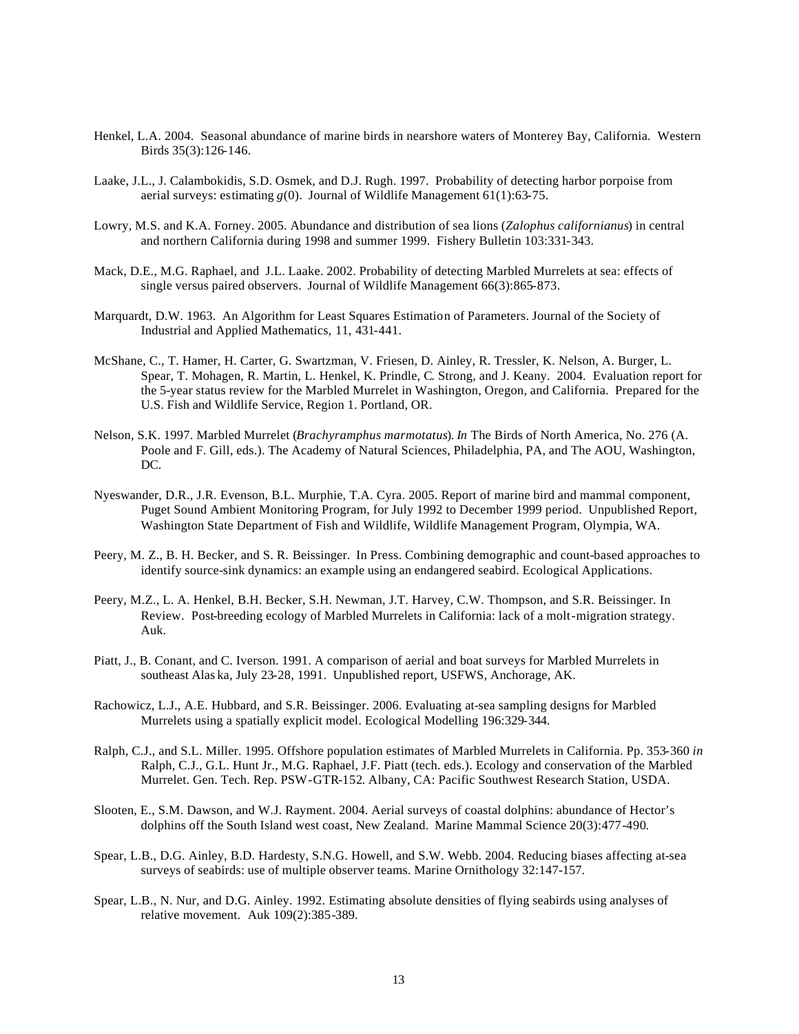Henkel, L.A. 2004. Seasonal abundance of marine birds in nearshore waters of Monterey Bay, California. Western Birds 35(3):126-146.

Laake, J.L., J. Calambokidis, S.D. Osmek, and D.J. Rugh. 1997. Probability of detecting harbor porpoise from aerial surveys: estimating *g*(0). Journal of Wildlife Management 61(1):63-75.

Lowry, M.S. and K.A. Forney. 2005. Abundance and distribution of sea lions (*Zalophus californianus*) in central and northern California during 1998 and summer 1999. Fishery Bulletin 103:331-343.

Mack, D.E., M.G. Raphael, and J.L. Laake. 2002. Probability of detecting Marbled Murrelets at sea: effects of single versus paired observers. Journal of Wildlife Management 66(3):865-873.

Marquardt, D.W. 1963. An Algorithm for Least Squares Estimation of Parameters. Journal of the Society of Industrial and Applied Mathematics, 11, 431-441.

McShane, C., T. Hamer, H. Carter, G. Swartzman, V. Friesen, D. Ainley, R. Tressler, K. Nelson, A. Burger, L. Spear, T. Mohagen, R. Martin, L. Henkel, K. Prindle, C. Strong, and J. Keany. 2004. Evaluation report for the 5-year status review for the Marbled Murrelet in Washington, Oregon, and California. Prepared for the U.S. Fish and Wildlife Service, Region 1. Portland, OR.

Nelson, S.K. 1997. Marbled Murrelet (*Brachyramphus marmotatus*). *In* The Birds of North America, No. 276 (A. Poole and F. Gill, eds.). The Academy of Natural Sciences, Philadelphia, PA, and The AOU, Washington, DC.

Nyeswander, D.R., J.R. Evenson, B.L. Murphie, T.A. Cyra. 2005. Report of marine bird and mammal component, Puget Sound Ambient Monitoring Program, for July 1992 to December 1999 period. Unpublished Report, Washington State Department of Fish and Wildlife, Wildlife Management Program, Olympia, WA.

Peery, M. Z., B. H. Becker, and S. R. Beissinger. In Press. Combining demographic and count-based approaches to identify source-sink dynamics: an example using an endangered seabird. Ecological Applications.

Peery, M.Z., L. A. Henkel, B.H. Becker, S.H. Newman, J.T. Harvey, C.W. Thompson, and S.R. Beissinger. In Review. Post-breeding ecology of Marbled Murrelets in California: lack of a molt-migration strategy. Auk.

Piatt, J., B. Conant, and C. Iverson. 1991. A comparison of aerial and boat surveys for Marbled Murrelets in southeast Alaska, July 23-28, 1991. Unpublished report, USFWS, Anchorage, AK.

Rachowicz, L.J., A.E. Hubbard, and S.R. Beissinger. 2006. Evaluating at-sea sampling designs for Marbled Murrelets using a spatially explicit model. Ecological Modelling 196:329-344.

Ralph, C.J., and S.L. Miller. 1995. Offshore population estimates of Marbled Murrelets in California. Pp. 353-360 *in* Ralph, C.J., G.L. Hunt Jr., M.G. Raphael, J.F. Piatt (tech. eds.). Ecology and conservation of the Marbled Murrelet. Gen. Tech. Rep. PSW-GTR-152. Albany, CA: Pacific Southwest Research Station, USDA.

Slooten, E., S.M. Dawson, and W.J. Rayment. 2004. Aerial surveys of coastal dolphins: abundance of Hector's dolphins off the South Island west coast, New Zealand. Marine Mammal Science 20(3):477-490.

Spear, L.B., D.G. Ainley, B.D. Hardesty, S.N.G. Howell, and S.W. Webb. 2004. Reducing biases affecting at-sea surveys of seabirds: use of multiple observer teams. Marine Ornithology 32:147-157.

Spear, L.B., N. Nur, and D.G. Ainley. 1992. Estimating absolute densities of flying seabirds using analyses of relative movement. Auk 109(2):385-389.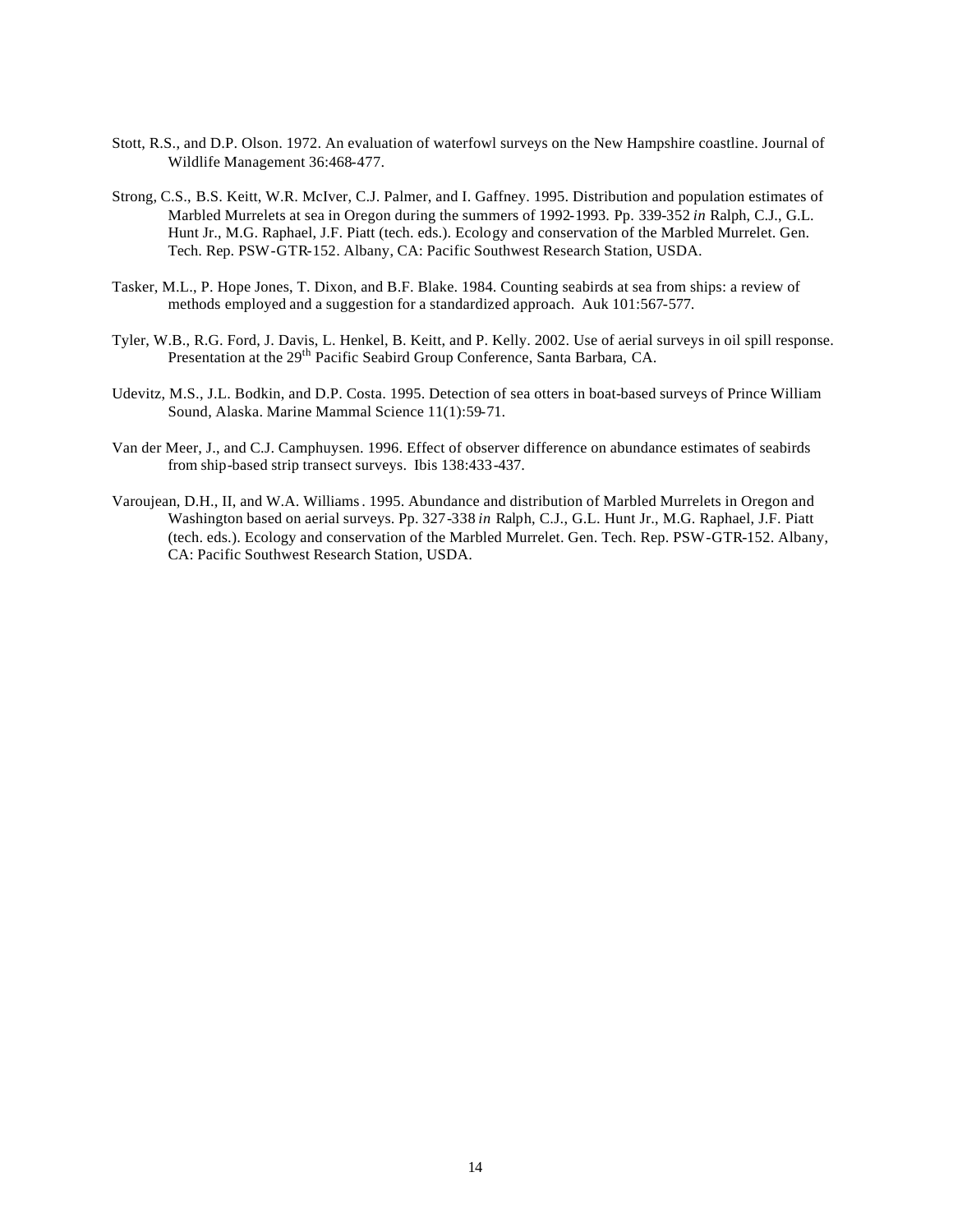Stott, R.S., and D.P. Olson. 1972. An evaluation of waterfowl surveys on the New Hampshire coastline. Journal of Wildlife Management 36:468-477.

Strong, C.S., B.S. Keitt, W.R. McIver, C.J. Palmer, and I. Gaffney. 1995. Distribution and population estimates of Marbled Murrelets at sea in Oregon during the summers of 1992-1993. Pp. 339-352 *in* Ralph, C.J., G.L. Hunt Jr., M.G. Raphael, J.F. Piatt (tech. eds.). Ecology and conservation of the Marbled Murrelet. Gen. Tech. Rep. PSW-GTR-152. Albany, CA: Pacific Southwest Research Station, USDA.

Tasker, M.L., P. Hope Jones, T. Dixon, and B.F. Blake. 1984. Counting seabirds at sea from ships: a review of methods employed and a suggestion for a standardized approach. Auk 101:567-577.

Tyler, W.B., R.G. Ford, J. Davis, L. Henkel, B. Keitt, and P. Kelly. 2002. Use of aerial surveys in oil spill response. Presentation at the 29th Pacific Seabird Group Conference, Santa Barbara, CA.

Udevitz, M.S., J.L. Bodkin, and D.P. Costa. 1995. Detection of sea otters in boat-based surveys of Prince William Sound, Alaska. Marine Mammal Science 11(1):59-71.

Van der Meer, J., and C.J. Camphuysen. 1996. Effect of observer difference on abundance estimates of seabirds from ship-based strip transect surveys. Ibis 138:433-437.

Varoujean, D.H., II, and W.A. Williams. 1995. Abundance and distribution of Marbled Murrelets in Oregon and Washington based on aerial surveys. Pp. 327-338 *in* Ralph, C.J., G.L. Hunt Jr., M.G. Raphael, J.F. Piatt (tech. eds.). Ecology and conservation of the Marbled Murrelet. Gen. Tech. Rep. PSW-GTR-152. Albany, CA: Pacific Southwest Research Station, USDA.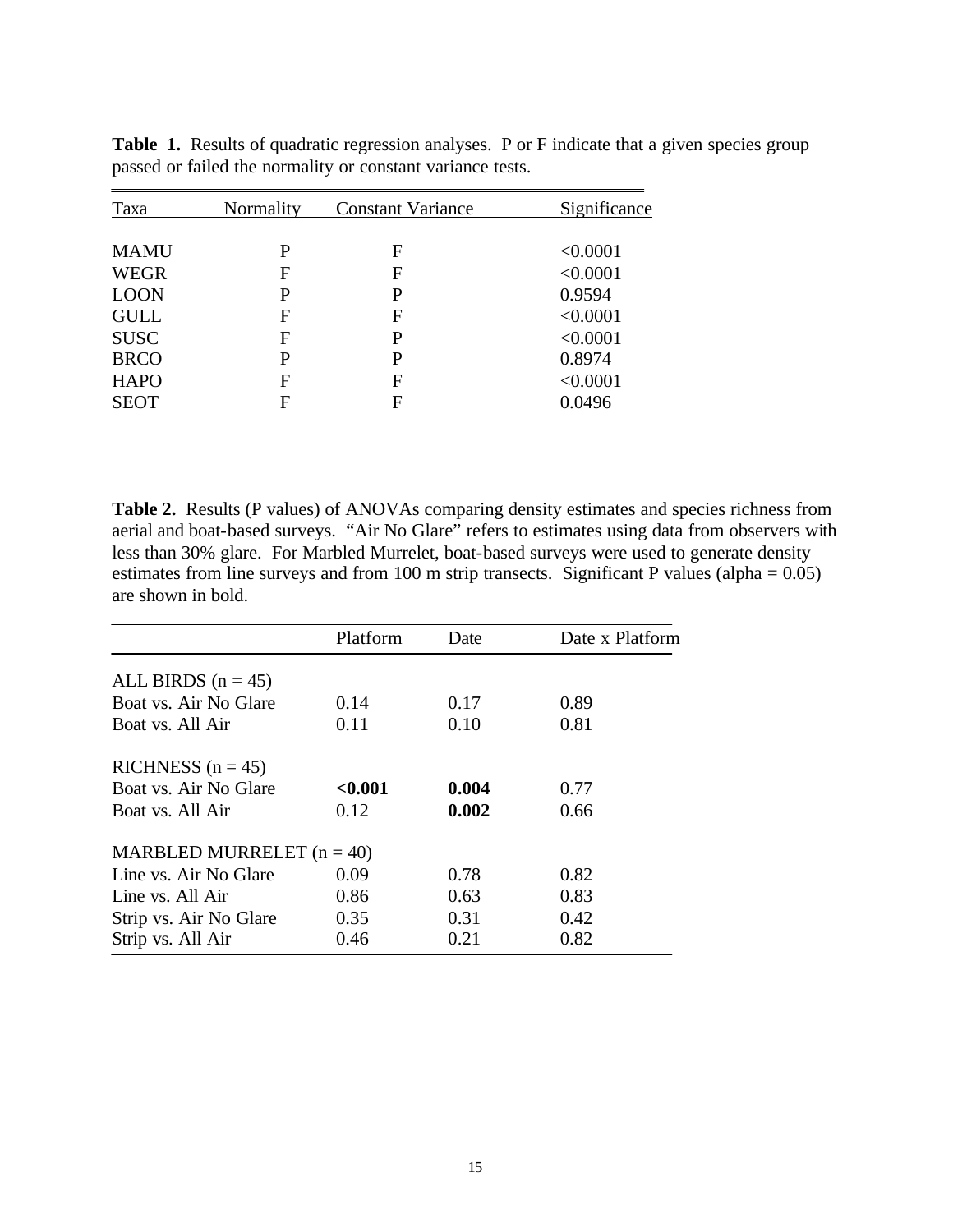**Table 1.** Results of quadratic regression analyses. P or F indicate that a given species group passed or failed the normality or constant variance tests.

| Taxa | Normality | Constant Variance | Significance |
|---|---|---|---|
| MAMU | P | F | <0.0001 |
| WEGR | F | F | <0.0001 |
| LOON | P | P | 0.9594 |
| GULL | F | F | <0.0001 |
| SUSC | F | P | <0.0001 |
| BRCO | P | P | 0.8974 |
| HAPO | F | F | <0.0001 |
| SEOT | F | F | 0.0496 |

**Table 2.** Results (P values) of ANOVAs comparing density estimates and species richness from aerial and boat-based surveys. "Air No Glare" refers to estimates using data from observers with less than 30% glare. For Marbled Murrelet, boat-based surveys were used to generate density estimates from line surveys and from 100 m strip transects. Significant P values (alpha = 0.05) are shown in bold.

| | Platform | Date | Date x Platform |
|---|---|---|---|
| ALL BIRDS (n = 45) | | | |
| Boat vs. Air No Glare | 0.14 | 0.17 | 0.89 |
| Boat vs. All Air | 0.11 | 0.10 | 0.81 |
| RICHNESS (n = 45) | | | |
| Boat vs. Air No Glare | **<0.001** | **0.004** | 0.77 |
| Boat vs. All Air | 0.12 | **0.002** | 0.66 |
| MARBLED MURRELET (n = 40) | | | |
| Line vs. Air No Glare | 0.09 | 0.78 | 0.82 |
| Line vs. All Air | 0.86 | 0.63 | 0.83 |
| Strip vs. Air No Glare | 0.35 | 0.31 | 0.42 |
| Strip vs. All Air | 0.46 | 0.21 | 0.82 |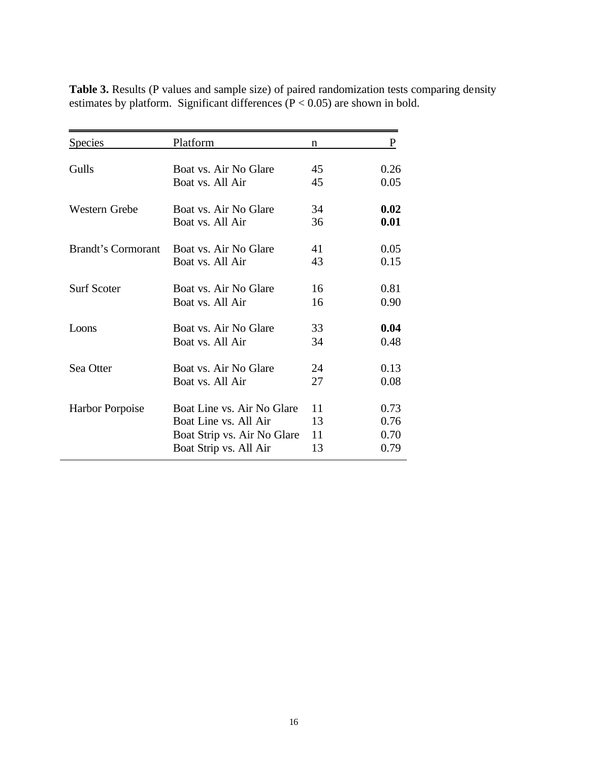**Table 3.** Results (P values and sample size) of paired randomization tests comparing density estimates by platform. Significant differences ($P < 0.05$) are shown in bold.

| Species | Platform | n | P |
|---|---|---|---|
| Gulls | Boat vs. Air No Glare | 45 | 0.26 |
| | Boat vs. All Air | 45 | 0.05 |
| Western Grebe | Boat vs. Air No Glare | 34 | **0.02** |
| | Boat vs. All Air | 36 | **0.01** |
| Brandt's Cormorant | Boat vs. Air No Glare | 41 | 0.05 |
| | Boat vs. All Air | 43 | 0.15 |
| Surf Scoter | Boat vs. Air No Glare | 16 | 0.81 |
| | Boat vs. All Air | 16 | 0.90 |
| Loons | Boat vs. Air No Glare | 33 | **0.04** |
| | Boat vs. All Air | 34 | 0.48 |
| Sea Otter | Boat vs. Air No Glare | 24 | 0.13 |
| | Boat vs. All Air | 27 | 0.08 |
| Harbor Porpoise | Boat Line vs. Air No Glare | 11 | 0.73 |
| | Boat Line vs. All Air | 13 | 0.76 |
| | Boat Strip vs. Air No Glare | 11 | 0.70 |
| | Boat Strip vs. All Air | 13 | 0.79 |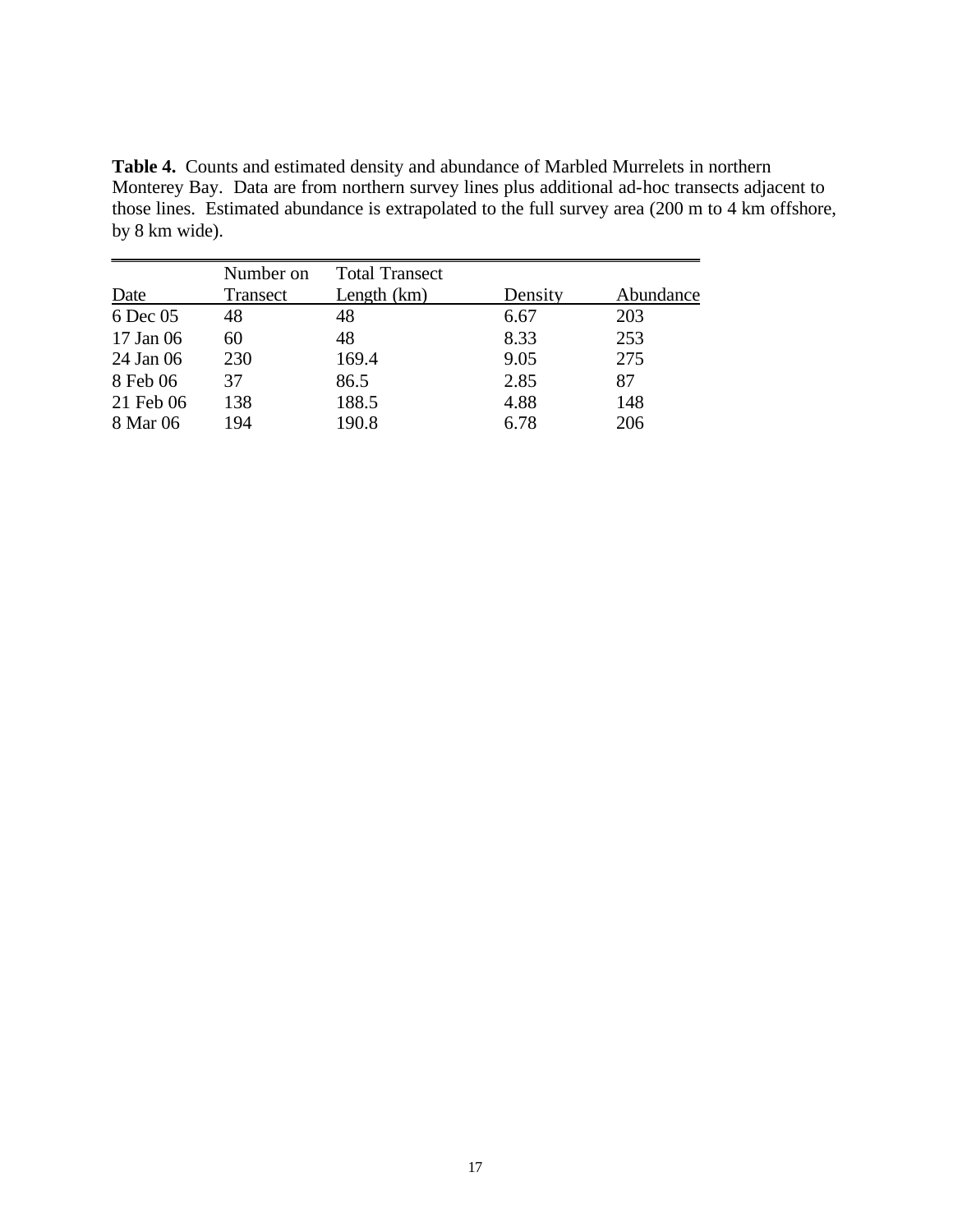**Table 4.** Counts and estimated density and abundance of Marbled Murrelets in northern Monterey Bay. Data are from northern survey lines plus additional ad-hoc transects adjacent to those lines. Estimated abundance is extrapolated to the full survey area (200 m to 4 km offshore, by 8 km wide).

| Date | Number on Transect | Total Transect Length (km) | Density | Abundance |
|---|---|---|---|---|
| 6 Dec 05 | 48 | 48 | 6.67 | 203 |
| 17 Jan 06 | 60 | 48 | 8.33 | 253 |
| 24 Jan 06 | 230 | 169.4 | 9.05 | 275 |
| 8 Feb 06 | 37 | 86.5 | 2.85 | 87 |
| 21 Feb 06 | 138 | 188.5 | 4.88 | 148 |
| 8 Mar 06 | 194 | 190.8 | 6.78 | 206 |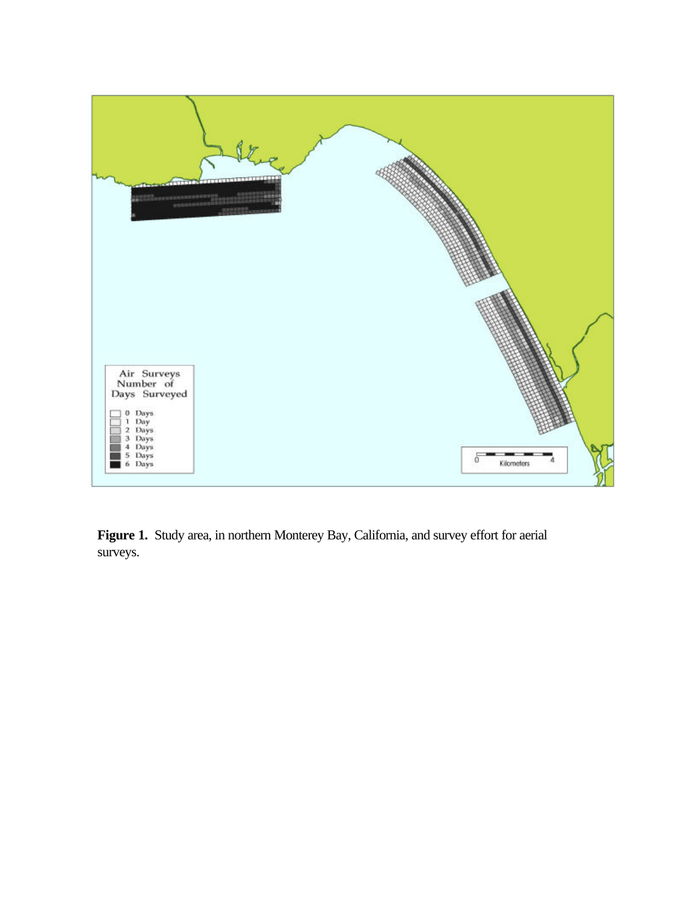**Figure 1.** Study area, in northern Monterey Bay, California, and survey effort for aerial surveys.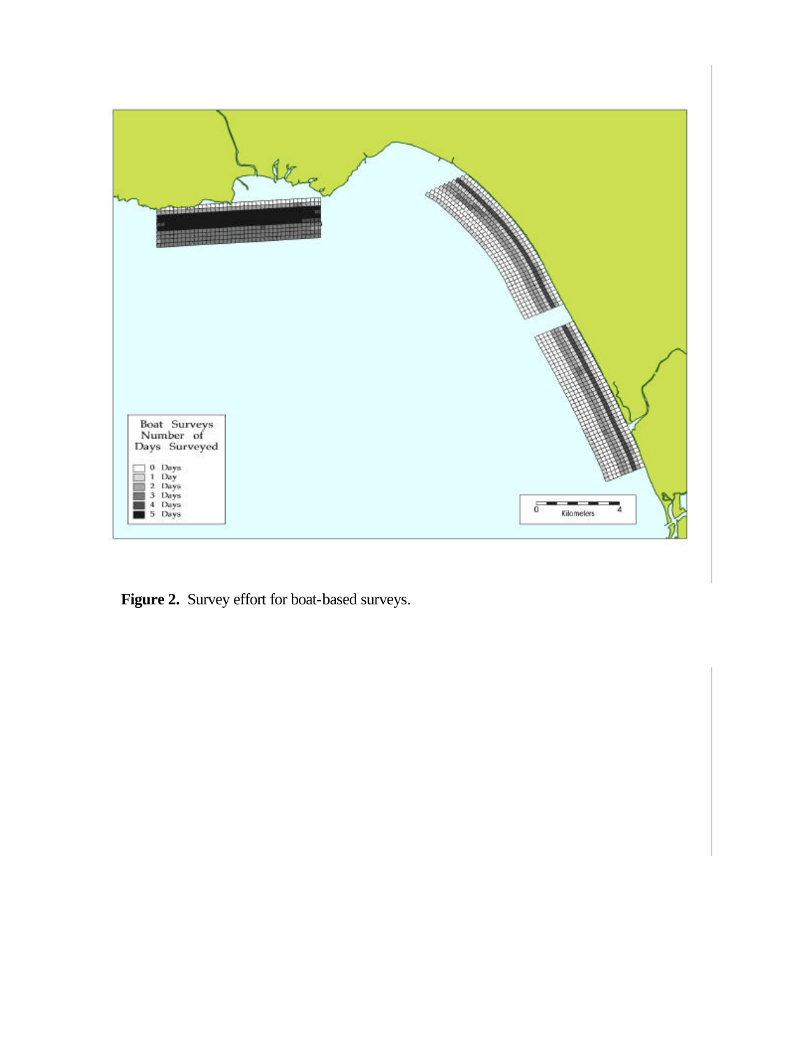**Figure 2.** Survey effort for boat-based surveys.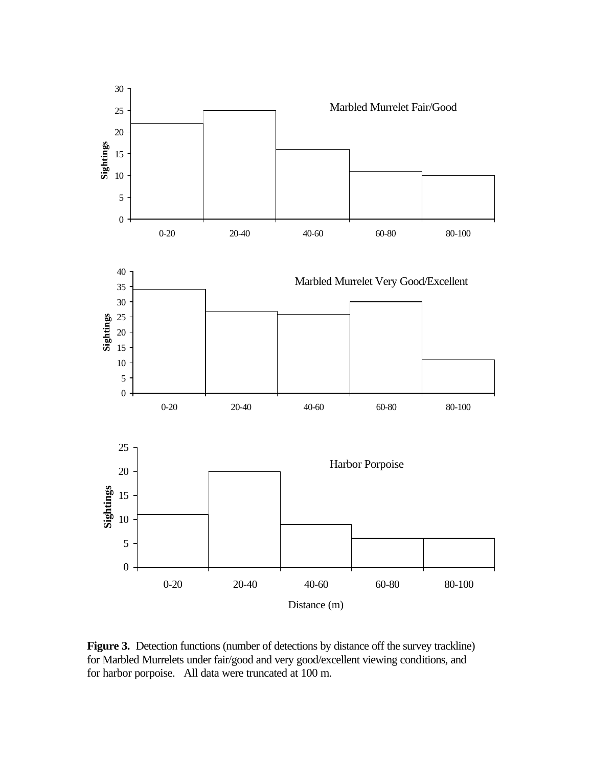**Figure 3.** Detection functions (number of detections by distance off the survey trackline) for Marbled Murrelets under fair/good and very good/excellent viewing conditions, and for harbor porpoise. All data were truncated at 100 m.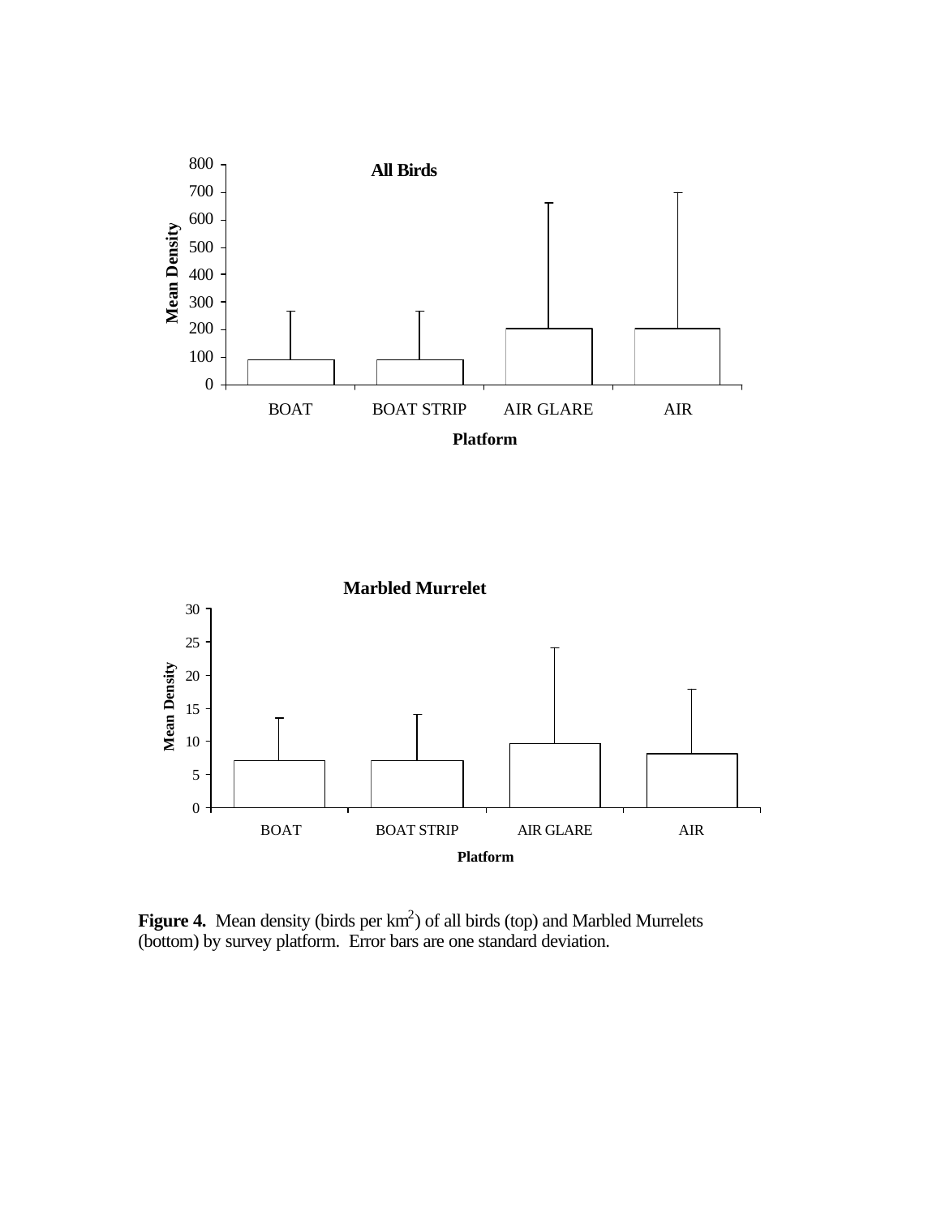**Figure 4.** Mean density (birds per $km^2$) of all birds (top) and Marbled Murrelets (bottom) by survey platform. Error bars are one standard deviation.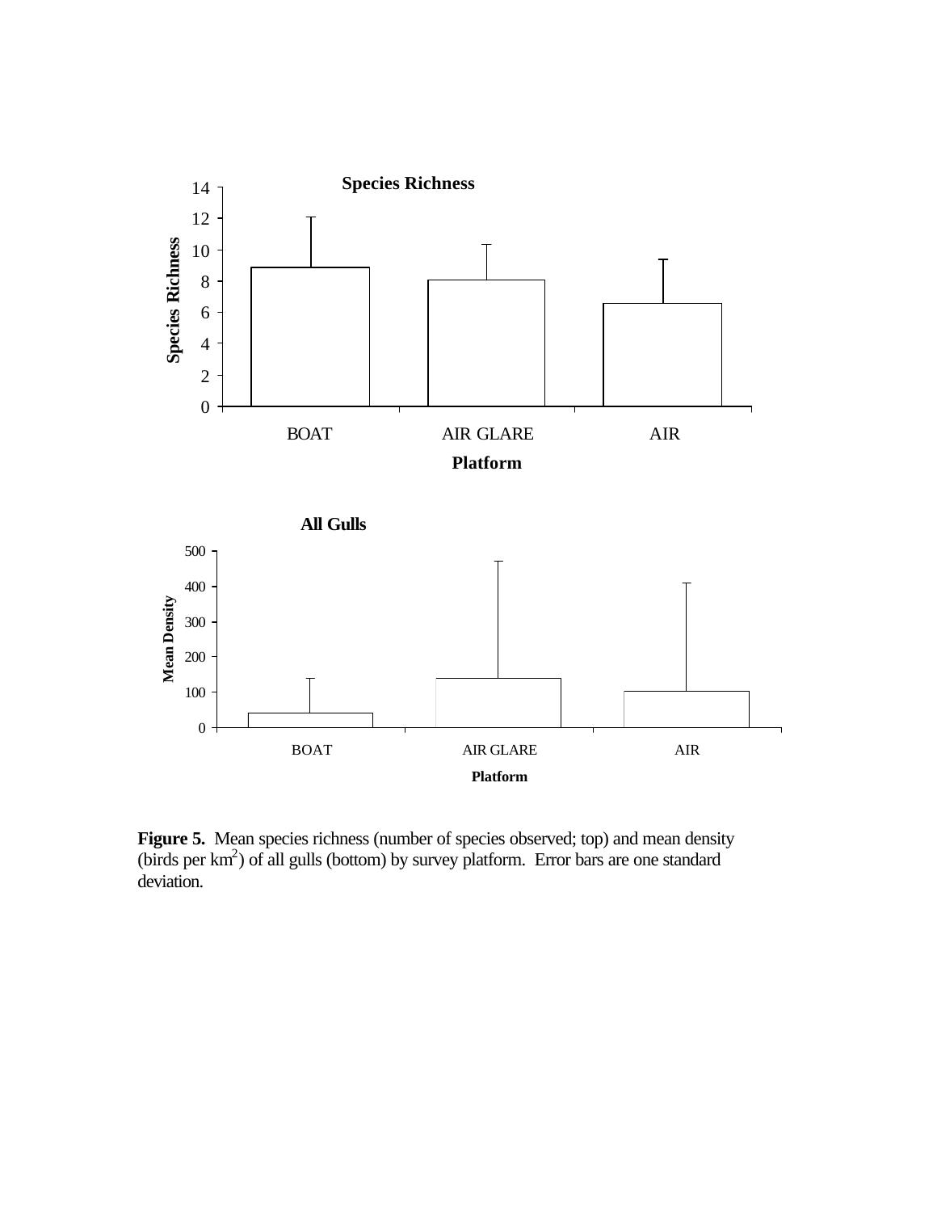**Figure 5.** Mean species richness (number of species observed; top) and mean density (birds per $km^2$) of all gulls (bottom) by survey platform. Error bars are one standard deviation.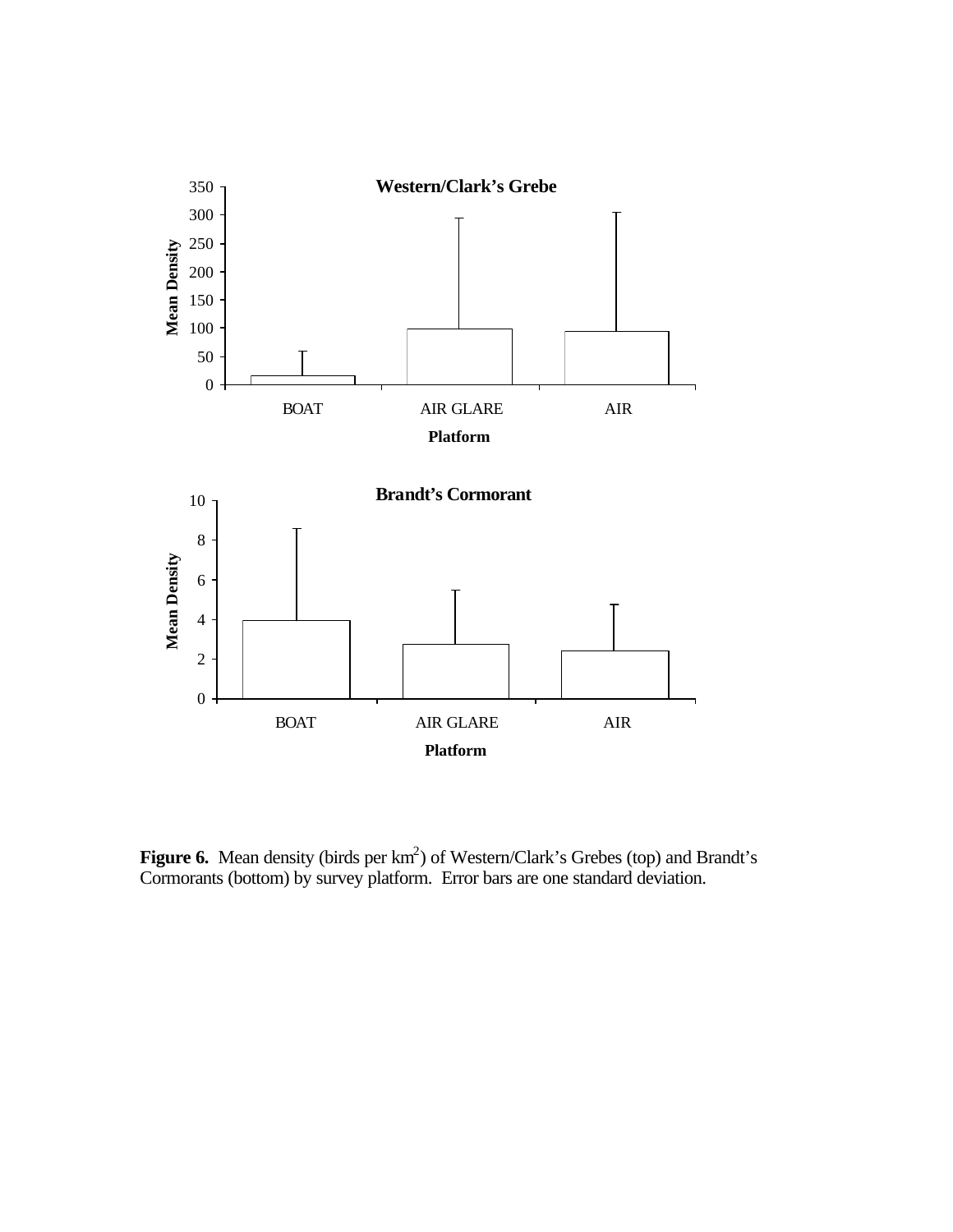**Figure 6.** Mean density (birds per km$^2$) of Western/Clark's Grebes (top) and Brandt's Cormorants (bottom) by survey platform. Error bars are one standard deviation.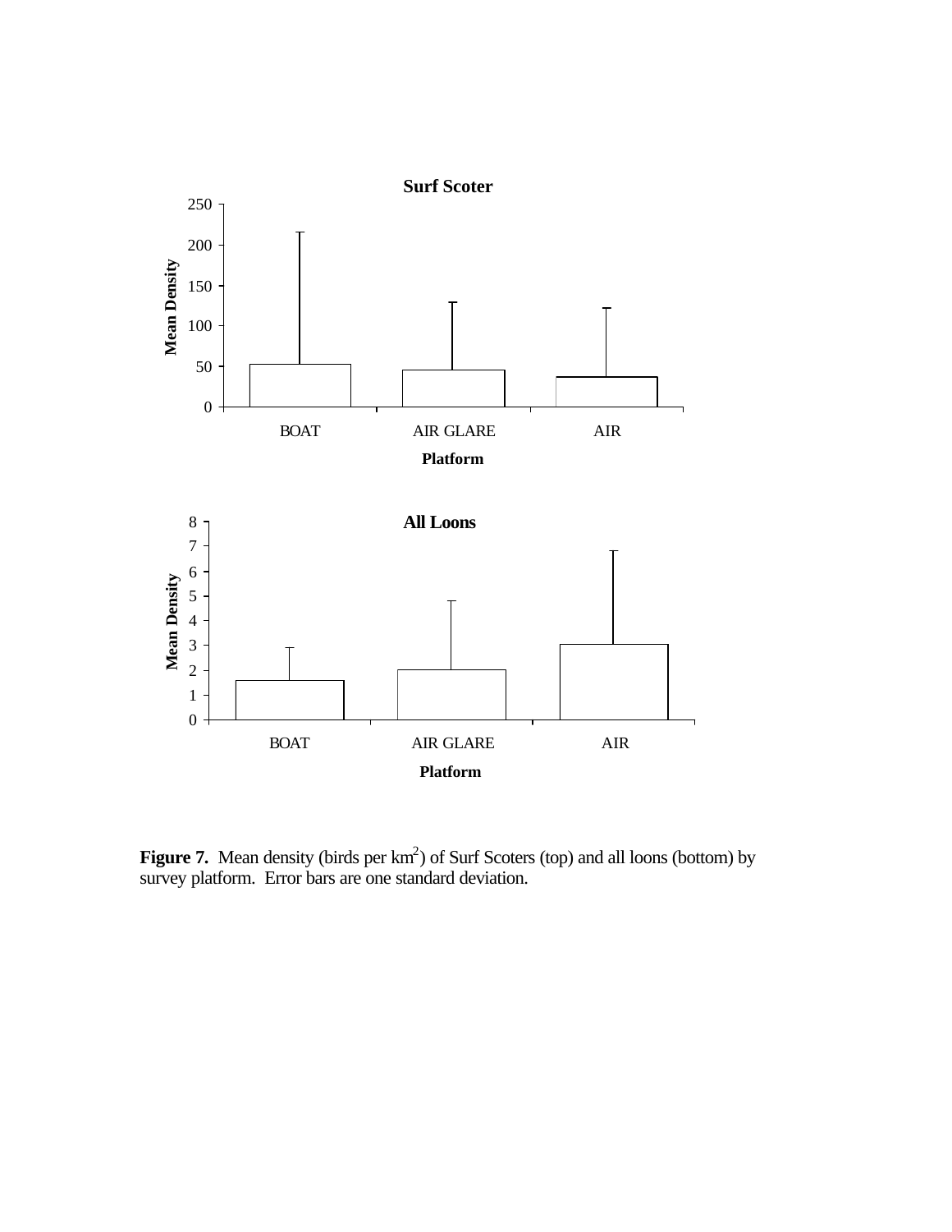**Surf Scoter**

Mean Density

250
200
150
100
50
0

BOAT AIR GLARE AIR

Platform

**All Loons**

Mean Density

8
7
6
5
4
3
2
1
0

BOAT AIR GLARE AIR

Platform

**Figure 7.** Mean density (birds per $km^2$) of Surf Scoters (top) and all loons (bottom) by survey platform. Error bars are one standard deviation.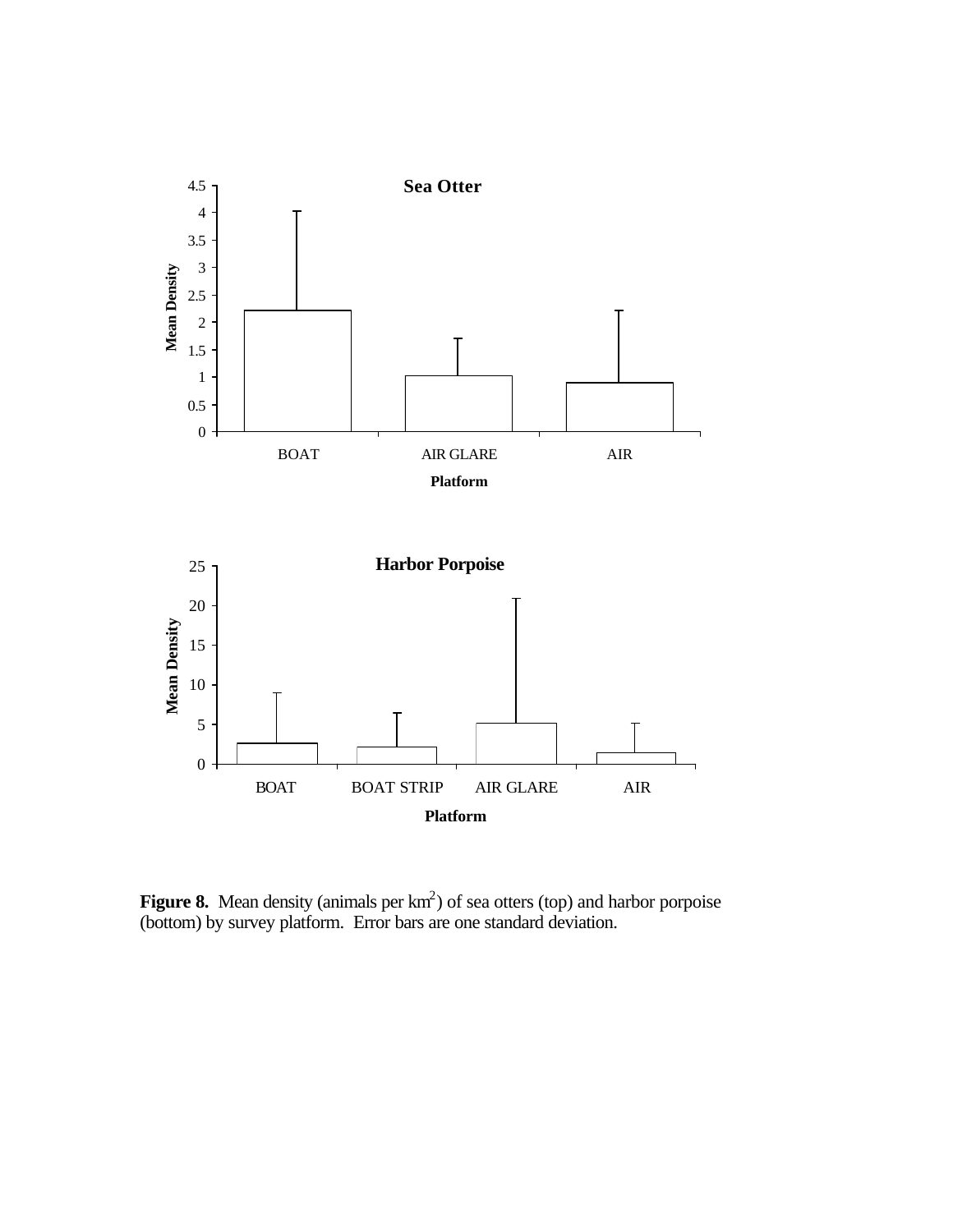**Figure 8.** Mean density (animals per km$^2$) of sea otters (top) and harbor porpoise (bottom) by survey platform. Error bars are one standard deviation.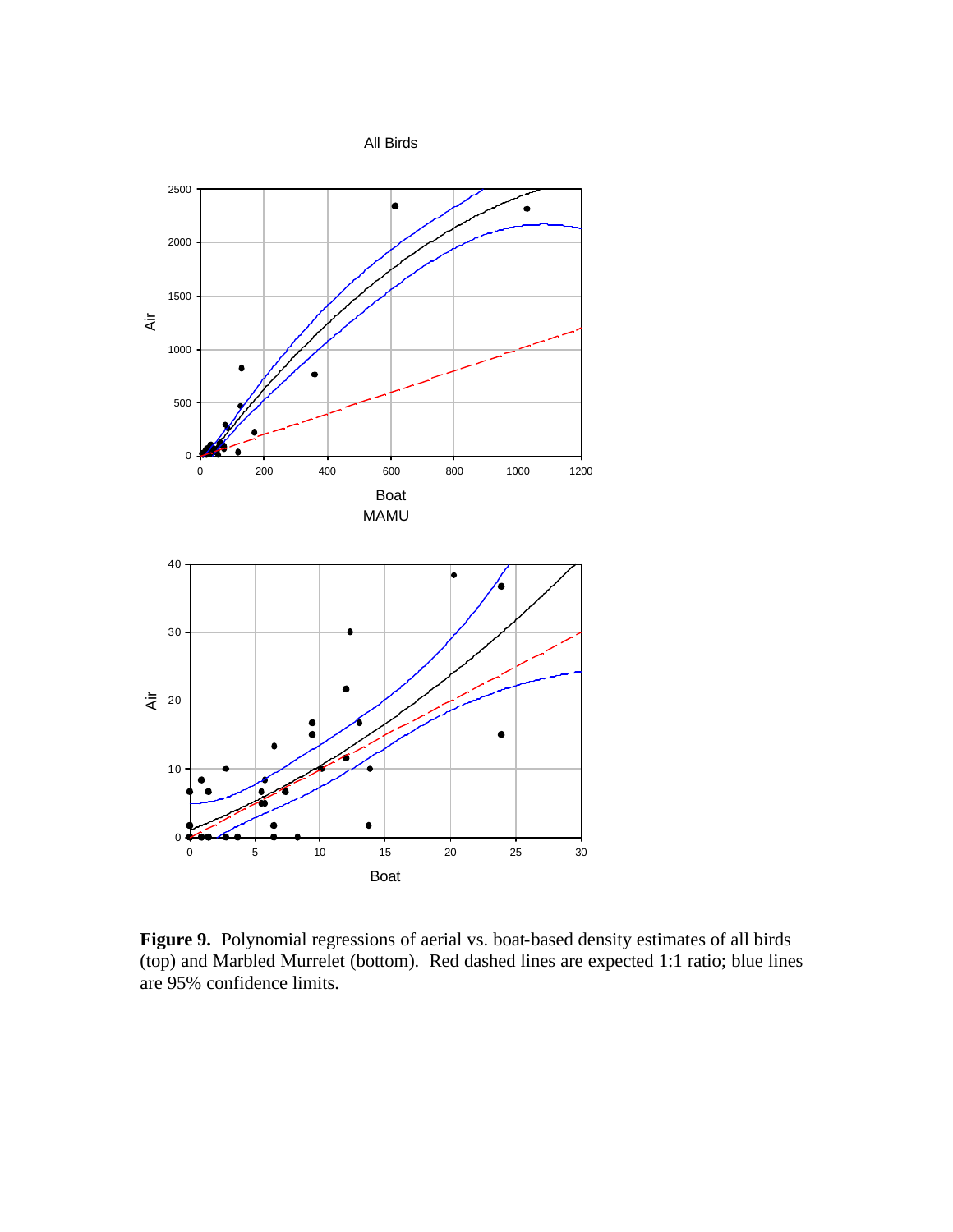**Figure 9.** Polynomial regressions of aerial vs. boat-based density estimates of all birds (top) and Marbled Murrelet (bottom). Red dashed lines are expected 1:1 ratio; blue lines are 95% confidence limits.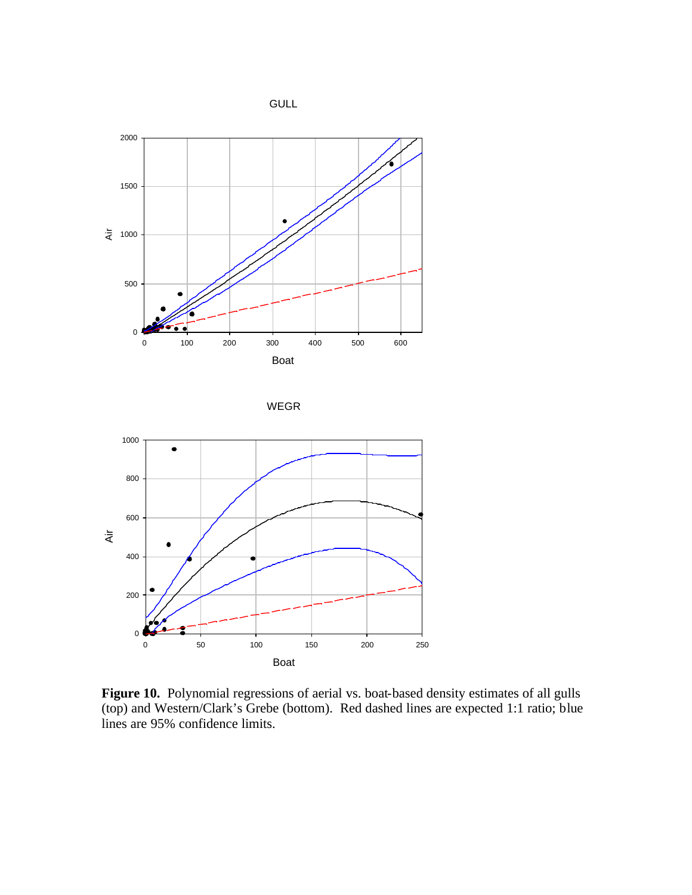**Figure 10.** Polynomial regressions of aerial vs. boat-based density estimates of all gulls (top) and Western/Clark's Grebe (bottom). Red dashed lines are expected 1:1 ratio; blue lines are 95% confidence limits.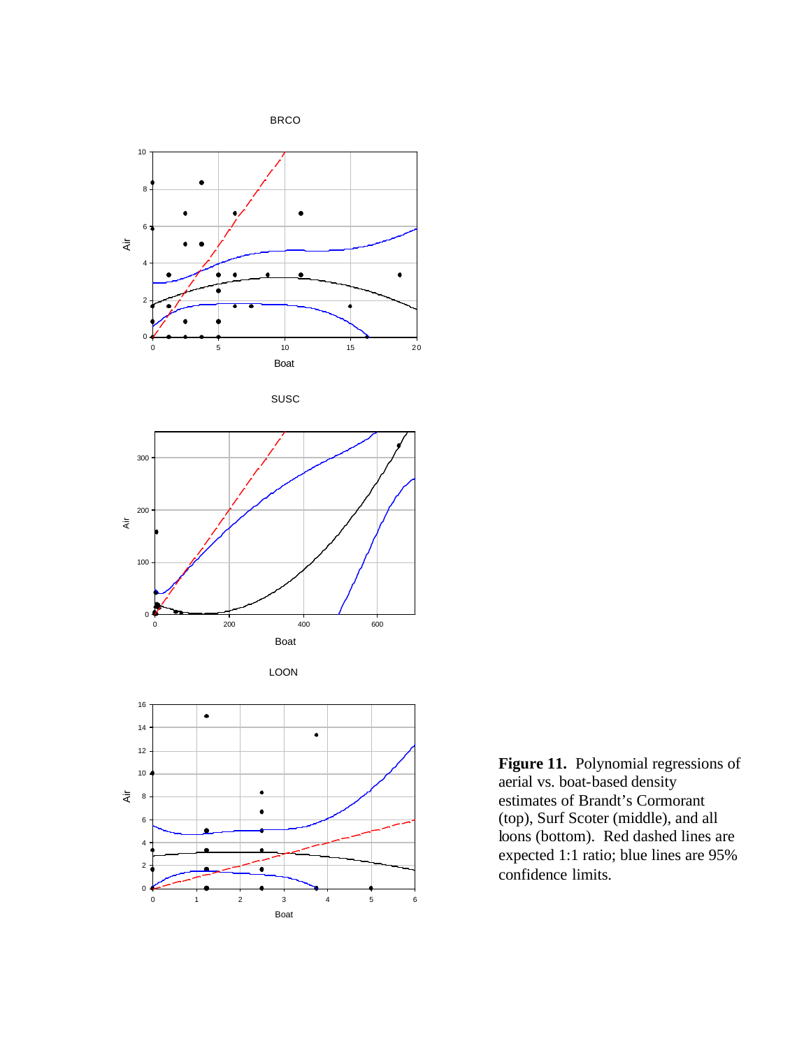**Figure 11.** Polynomial regressions of aerial vs. boat-based density estimates of Brandt's Cormorant (top), Surf Scoter (middle), and all loons (bottom). Red dashed lines are expected 1:1 ratio; blue lines are 95% confidence limits.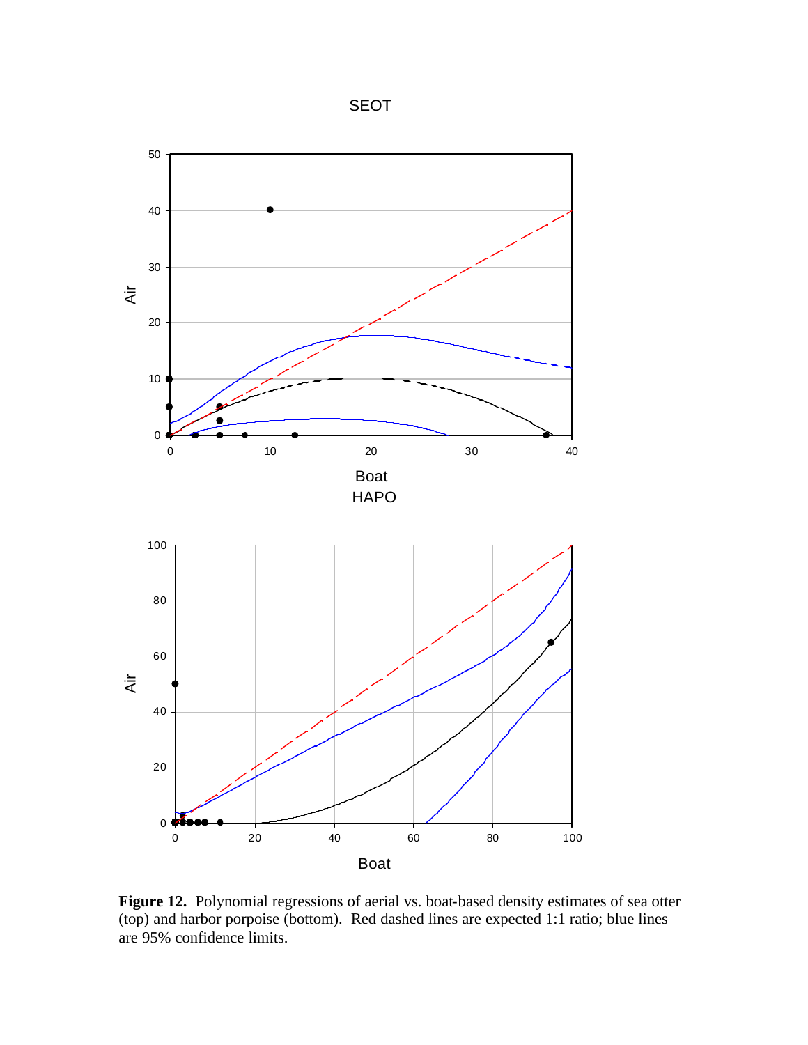**Figure 12.** Polynomial regressions of aerial vs. boat-based density estimates of sea otter (top) and harbor porpoise (bottom). Red dashed lines are expected 1:1 ratio; blue lines are 95% confidence limits.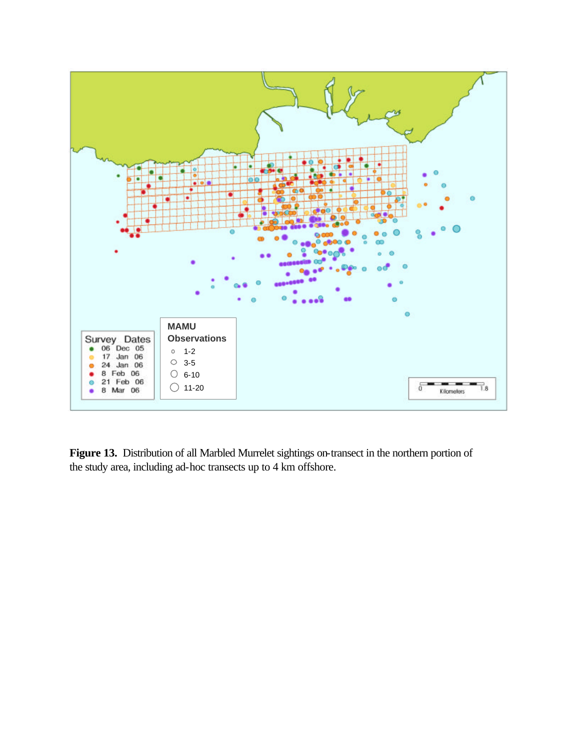Survey Dates
06 Dec 05
17 Jan 06
24 Jan 06
8 Feb 06
21 Feb 06
8 Mar 06

MAMU Observations
1-2
3-5
6-10
11-20

0 Kilometers 1.8

**Figure 13.** Distribution of all Marbled Murrelet sightings on-transect in the northern portion of the study area, including ad-hoc transects up to 4 km offshore.